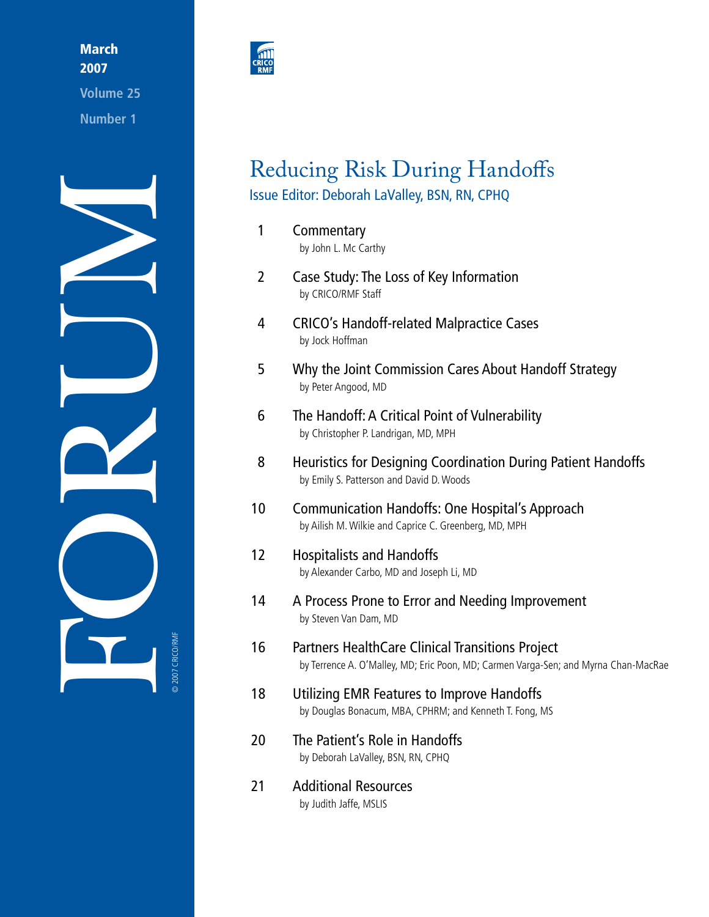March 2007

Volume 25

Number 1

# FORUM

CRICO RMF

# Reducing Risk During Handoffs

Issue Editor: Deborah LaValley, BSN, RN, CPHQ

1 Commentary
by John L. Mc Carthy

2 Case Study: The Loss of Key Information
by CRICO/RMF Staff

4 CRICO's Handoff-related Malpractice Cases
by Jock Hoffman

5 Why the Joint Commission Cares About Handoff Strategy
by Peter Angood, MD

6 The Handoff: A Critical Point of Vulnerability
by Christopher P. Landrigan, MD, MPH

8 Heuristics for Designing Coordination During Patient Handoffs
by Emily S. Patterson and David D. Woods

10 Communication Handoffs: One Hospital's Approach
by Ailish M. Wilkie and Caprice C. Greenberg, MD, MPH

12 Hospitalists and Handoffs
by Alexander Carbo, MD and Joseph Li, MD

14 A Process Prone to Error and Needing Improvement
by Steven Van Dam, MD

16 Partners HealthCare Clinical Transitions Project
by Terrence A. O'Malley, MD; Eric Poon, MD; Carmen Varga-Sen; and Myrna Chan-MacRae

18 Utilizing EMR Features to Improve Handoffs
by Douglas Bonacum, MBA, CPHRM; and Kenneth T. Fong, MS

20 The Patient's Role in Handoffs
by Deborah LaValley, BSN, RN, CPHQ

21 Additional Resources
by Judith Jaffe, MSLIS

© 2007 CRICO/RMF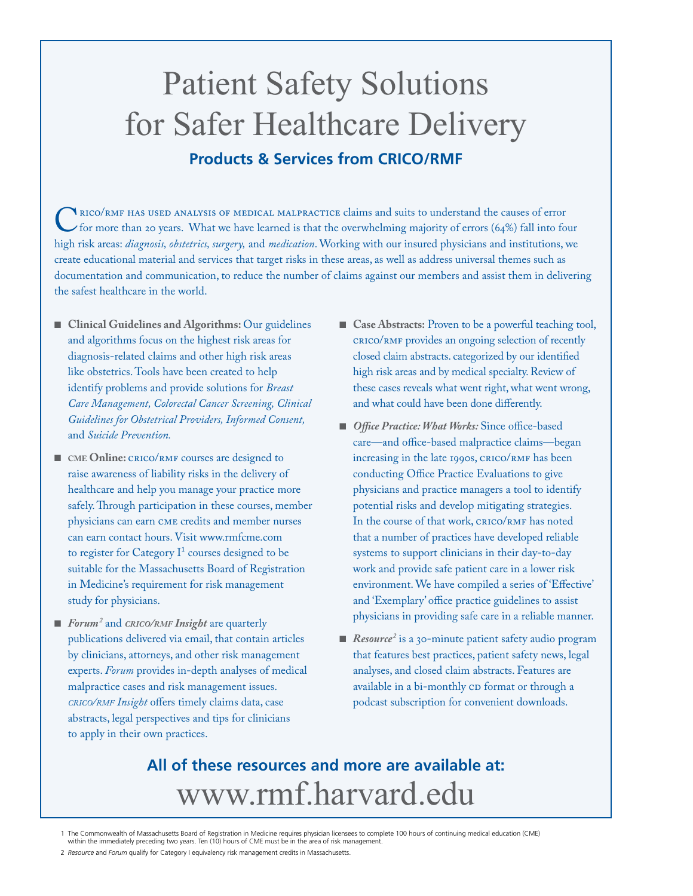# Patient Safety Solutions for Safer Healthcare Delivery

## Products & Services from CRICO/RMF

CRICO/RMF HAS USED ANALYSIS OF MEDICAL MALPRACTICE claims and suits to understand the causes of error for more than 20 years. What we have learned is that the overwhelming majority of errors (64%) fall into four high risk areas: *diagnosis, obstetrics, surgery,* and *medication*. Working with our insured physicians and institutions, we create educational material and services that target risks in these areas, as well as address universal themes such as documentation and communication, to reduce the number of claims against our members and assist them in delivering the safest healthcare in the world.

- **Clinical Guidelines and Algorithms:** Our guidelines and algorithms focus on the highest risk areas for diagnosis-related claims and other high risk areas like obstetrics. Tools have been created to help identify problems and provide solutions for *Breast Care Management, Colorectal Cancer Screening, Clinical Guidelines for Obstetrical Providers, Informed Consent,* and *Suicide Prevention.*

- **CME Online:** CRICO/RMF courses are designed to raise awareness of liability risks in the delivery of healthcare and help you manage your practice more safely. Through participation in these courses, member physicians can earn CME credits and member nurses can earn contact hours. Visit www.rmfcme.com to register for Category I[1] courses designed to be suitable for the Massachusetts Board of Registration in Medicine's requirement for risk management study for physicians.

- ***Forum***[2] and ***CRICO/RMF Insight*** are quarterly publications delivered via email, that contain articles by clinicians, attorneys, and other risk management experts. *Forum* provides in-depth analyses of medical malpractice cases and risk management issues. *CRICO/RMF Insight* offers timely claims data, case abstracts, legal perspectives and tips for clinicians to apply in their own practices.

- **Case Abstracts:** Proven to be a powerful teaching tool, CRICO/RMF provides an ongoing selection of recently closed claim abstracts. categorized by our identified high risk areas and by medical specialty. Review of these cases reveals what went right, what went wrong, and what could have been done differently.

- ***Office Practice: What Works:*** Since office-based care—and office-based malpractice claims—began increasing in the late 1990s, CRICO/RMF has been conducting Office Practice Evaluations to give physicians and practice managers a tool to identify potential risks and develop mitigating strategies. In the course of that work, CRICO/RMF has noted that a number of practices have developed reliable systems to support clinicians in their day-to-day work and provide safe patient care in a lower risk environment. We have compiled a series of 'Effective' and 'Exemplary' office practice guidelines to assist physicians in providing safe care in a reliable manner.

- ***Resource***[2] is a 30-minute patient safety audio program that features best practices, patient safety news, legal analyses, and closed claim abstracts. Features are available in a bi-monthly CD format or through a podcast subscription for convenient downloads.

**All of these resources and more are available at:**

**www.rmf.harvard.edu**

1 The Commonwealth of Massachusetts Board of Registration in Medicine requires physician licensees to complete 100 hours of continuing medical education (CME) within the immediately preceding two years. Ten (10) hours of CME must be in the area of risk management.

2 *Resource* and *Forum* qualify for Category I equivalency risk management credits in Massachusetts.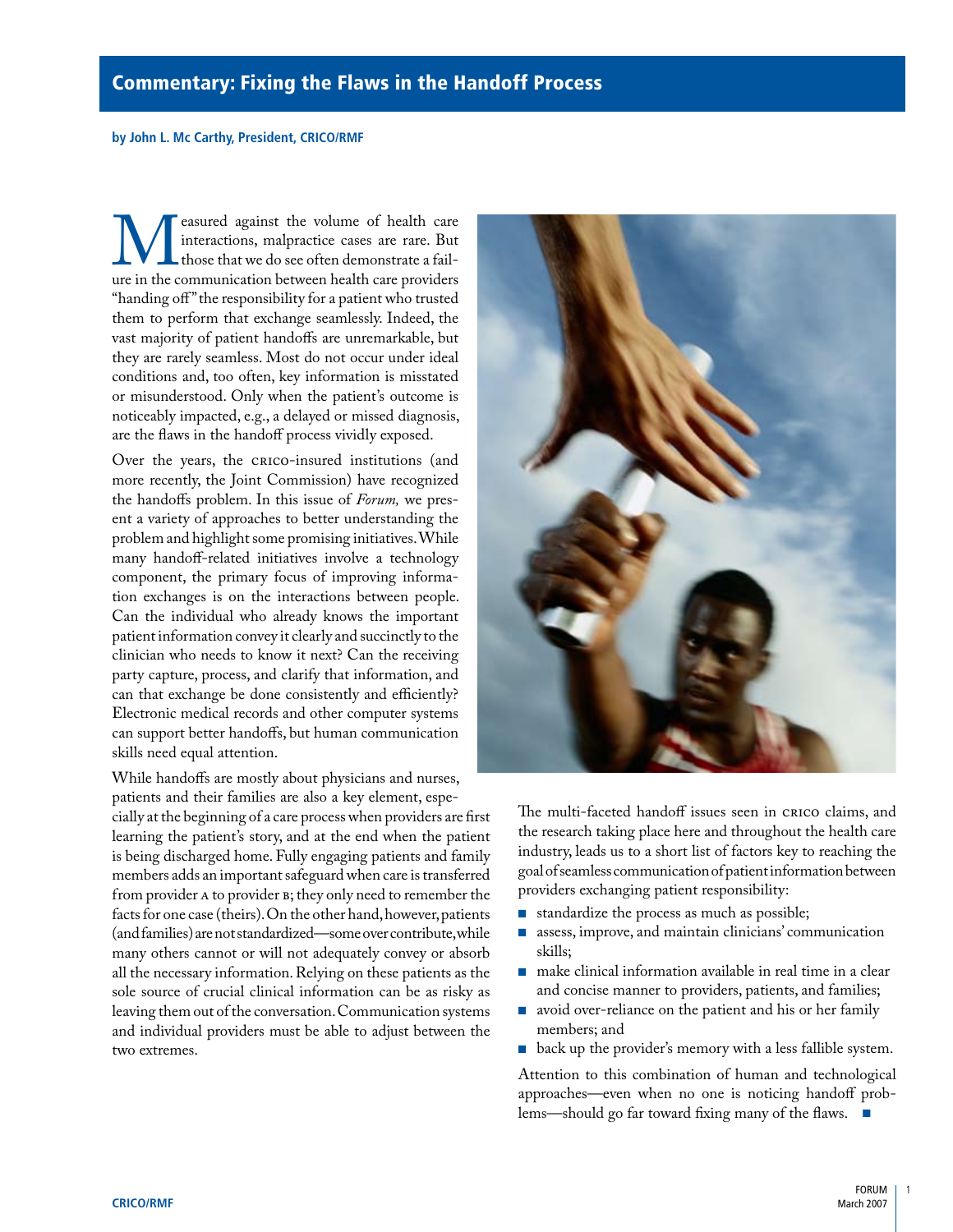# Commentary: Fixing the Flaws in the Handoff Process

**by John L. Mc Carthy, President, CRICO/RMF**

Measured against the volume of health care interactions, malpractice cases are rare. But those that we do see often demonstrate a failure in the communication between health care providers "handing off" the responsibility for a patient who trusted them to perform that exchange seamlessly. Indeed, the vast majority of patient handoffs are unremarkable, but they are rarely seamless. Most do not occur under ideal conditions and, too often, key information is misstated or misunderstood. Only when the patient's outcome is noticeably impacted, e.g., a delayed or missed diagnosis, are the flaws in the handoff process vividly exposed.

Over the years, the CRICO-insured institutions (and more recently, the Joint Commission) have recognized the handoffs problem. In this issue of *Forum,* we present a variety of approaches to better understanding the problem and highlight some promising initiatives. While many handoff-related initiatives involve a technology component, the primary focus of improving information exchanges is on the interactions between people. Can the individual who already knows the important patient information convey it clearly and succinctly to the clinician who needs to know it next? Can the receiving party capture, process, and clarify that information, and can that exchange be done consistently and efficiently? Electronic medical records and other computer systems can support better handoffs, but human communication skills need equal attention.

While handoffs are mostly about physicians and nurses, patients and their families are also a key element, especially at the beginning of a care process when providers are first learning the patient's story, and at the end when the patient is being discharged home. Fully engaging patients and family members adds an important safeguard when care is transferred from provider A to provider B; they only need to remember the facts for one case (theirs). On the other hand, however, patients (and families) are not standardized—some over contribute, while many others cannot or will not adequately convey or absorb all the necessary information. Relying on these patients as the sole source of crucial clinical information can be as risky as leaving them out of the conversation. Communication systems and individual providers must be able to adjust between the two extremes.

The multi-faceted handoff issues seen in CRICO claims, and the research taking place here and throughout the health care industry, leads us to a short list of factors key to reaching the goal of seamless communication of patient information between providers exchanging patient responsibility:

- standardize the process as much as possible;
- assess, improve, and maintain clinicians' communication skills;
- make clinical information available in real time in a clear and concise manner to providers, patients, and families;
- avoid over-reliance on the patient and his or her family members; and
- back up the provider's memory with a less fallible system.

Attention to this combination of human and technological approaches—even when no one is noticing handoff problems—should go far toward fixing many of the flaws. ■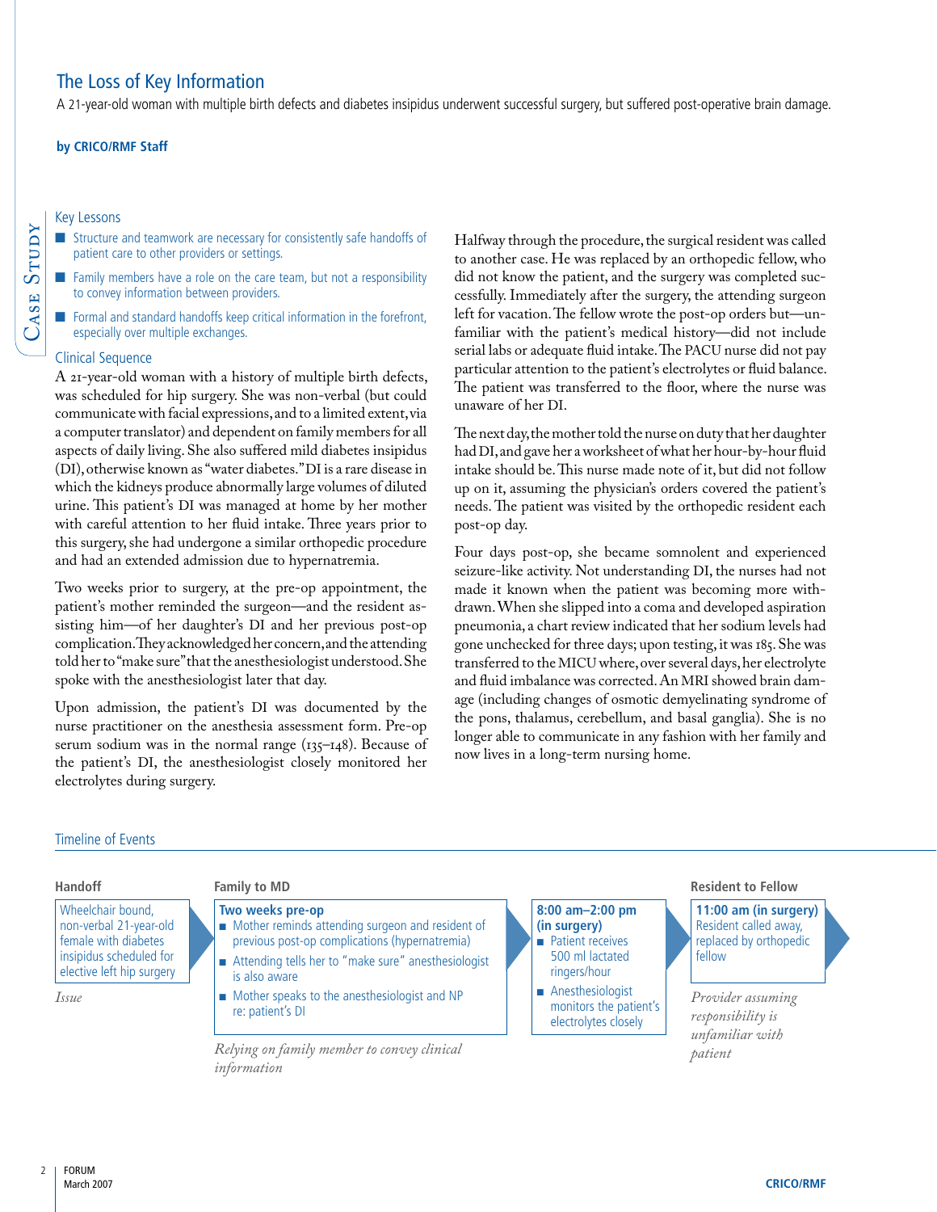# The Loss of Key Information

A 21-year-old woman with multiple birth defects and diabetes insipidus underwent successful surgery, but suffered post-operative brain damage.

**by CRICO/RMF Staff**

Case Study

## Key Lessons

- Structure and teamwork are necessary for consistently safe handoffs of patient care to other providers or settings.
- Family members have a role on the care team, but not a responsibility to convey information between providers.
- Formal and standard handoffs keep critical information in the forefront, especially over multiple exchanges.

## Clinical Sequence

A 21-year-old woman with a history of multiple birth defects, was scheduled for hip surgery. She was non-verbal (but could communicate with facial expressions, and to a limited extent, via a computer translator) and dependent on family members for all aspects of daily living. She also suffered mild diabetes insipidus (DI), otherwise known as "water diabetes." DI is a rare disease in which the kidneys produce abnormally large volumes of diluted urine. This patient's DI was managed at home by her mother with careful attention to her fluid intake. Three years prior to this surgery, she had undergone a similar orthopedic procedure and had an extended admission due to hypernatremia.

Two weeks prior to surgery, at the pre-op appointment, the patient's mother reminded the surgeon—and the resident assisting him—of her daughter's DI and her previous post-op complication. They acknowledged her concern, and the attending told her to "make sure" that the anesthesiologist understood. She spoke with the anesthesiologist later that day.

Upon admission, the patient's DI was documented by the nurse practitioner on the anesthesia assessment form. Pre-op serum sodium was in the normal range (135–148). Because of the patient's DI, the anesthesiologist closely monitored her electrolytes during surgery.

Halfway through the procedure, the surgical resident was called to another case. He was replaced by an orthopedic fellow, who did not know the patient, and the surgery was completed successfully. Immediately after the surgery, the attending surgeon left for vacation. The fellow wrote the post-op orders but—unfamiliar with the patient's medical history—did not include serial labs or adequate fluid intake. The PACU nurse did not pay particular attention to the patient's electrolytes or fluid balance. The patient was transferred to the floor, where the nurse was unaware of her DI.

The next day, the mother told the nurse on duty that her daughter had DI, and gave her a worksheet of what her hour-by-hour fluid intake should be. This nurse made note of it, but did not follow up on it, assuming the physician's orders covered the patient's needs. The patient was visited by the orthopedic resident each post-op day.

Four days post-op, she became somnolent and experienced seizure-like activity. Not understanding DI, the nurses had not made it known when the patient was becoming more withdrawn. When she slipped into a coma and developed aspiration pneumonia, a chart review indicated that her sodium levels had gone unchecked for three days; upon testing, it was 185. She was transferred to the MICU where, over several days, her electrolyte and fluid imbalance was corrected. An MRI showed brain damage (including changes of osmotic demyelinating syndrome of the pons, thalamus, cerebellum, and basal ganglia). She is no longer able to communicate in any fashion with her family and now lives in a long-term nursing home.

## Timeline of Events

**Handoff**

Wheelchair bound, non-verbal 21-year-old female with diabetes insipidus scheduled for elective left hip surgery

*Issue*

**Family to MD**

**Two weeks pre-op**

- Mother reminds attending surgeon and resident of previous post-op complications (hypernatremia)
- Attending tells her to "make sure" anesthesiologist is also aware
- Mother speaks to the anesthesiologist and NP re: patient's DI

*Relying on family member to convey clinical information*

**8:00 am–2:00 pm (in surgery)**

- Patient receives 500 ml lactated ringers/hour
- Anesthesiologist monitors the patient's electrolytes closely

**Resident to Fellow**

**11:00 am (in surgery)**

Resident called away, replaced by orthopedic fellow

*Provider assuming responsibility is unfamiliar with patient*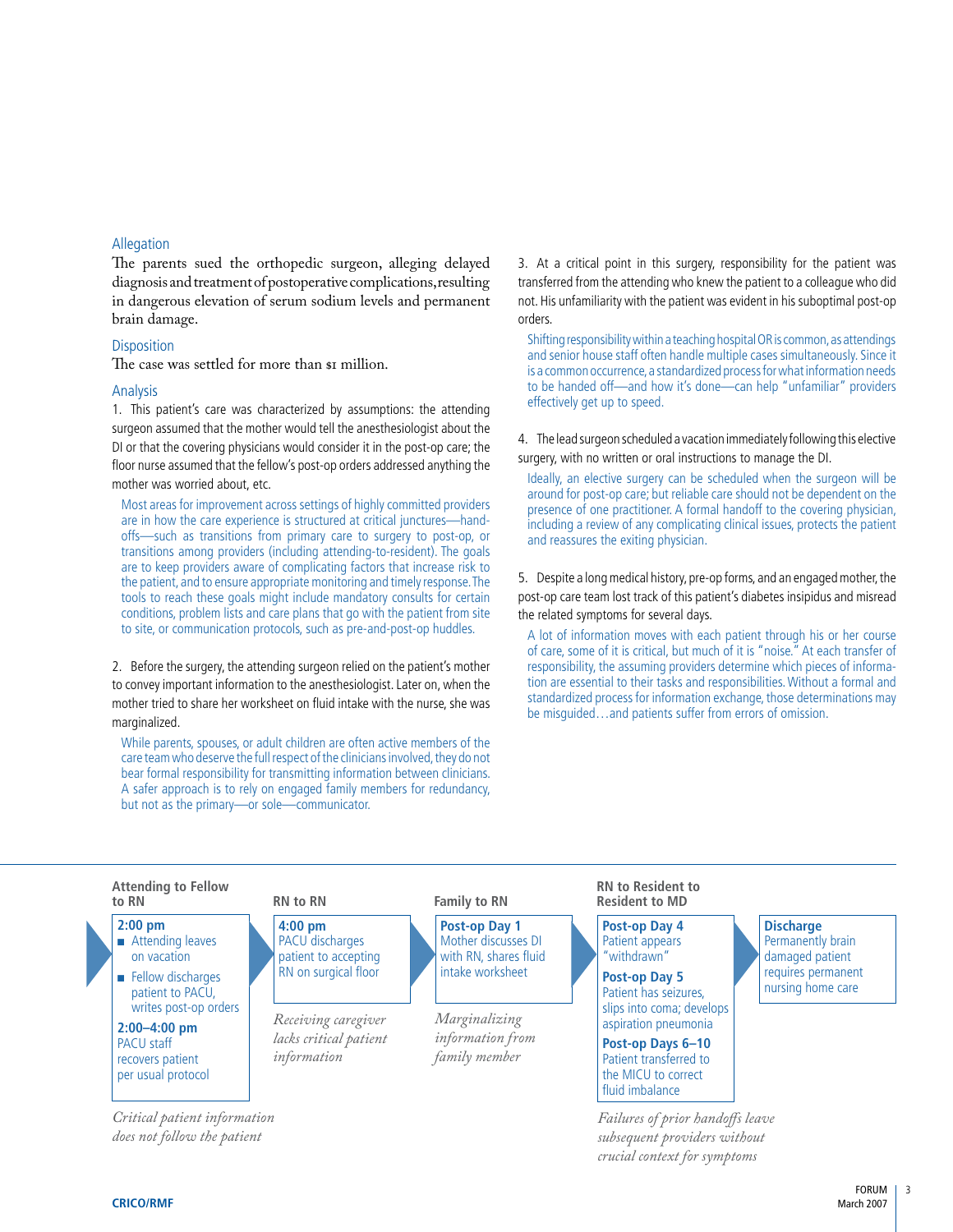### Allegation

The parents sued the orthopedic surgeon, alleging delayed diagnosis and treatment of postoperative complications, resulting in dangerous elevation of serum sodium levels and permanent brain damage.

### Disposition

The case was settled for more than $1 million.

### Analysis

1. This patient's care was characterized by assumptions: the attending surgeon assumed that the mother would tell the anesthesiologist about the DI or that the covering physicians would consider it in the post-op care; the floor nurse assumed that the fellow's post-op orders addressed anything the mother was worried about, etc.

Most areas for improvement across settings of highly committed providers are in how the care experience is structured at critical junctures—hand-offs—such as transitions from primary care to surgery to post-op, or transitions among providers (including attending-to-resident). The goals are to keep providers aware of complicating factors that increase risk to the patient, and to ensure appropriate monitoring and timely response. The tools to reach these goals might include mandatory consults for certain conditions, problem lists and care plans that go with the patient from site to site, or communication protocols, such as pre-and-post-op huddles.

2. Before the surgery, the attending surgeon relied on the patient's mother to convey important information to the anesthesiologist. Later on, when the mother tried to share her worksheet on fluid intake with the nurse, she was marginalized.

While parents, spouses, or adult children are often active members of the care team who deserve the full respect of the clinicians involved, they do not bear formal responsibility for transmitting information between clinicians. A safer approach is to rely on engaged family members for redundancy, but not as the primary—or sole—communicator.

3. At a critical point in this surgery, responsibility for the patient was transferred from the attending who knew the patient to a colleague who did not. His unfamiliarity with the patient was evident in his suboptimal post-op orders.

Shifting responsibility within a teaching hospital OR is common, as attendings and senior house staff often handle multiple cases simultaneously. Since it is a common occurrence, a standardized process for what information needs to be handed off—and how it's done—can help "unfamiliar" providers effectively get up to speed.

4. The lead surgeon scheduled a vacation immediately following this elective surgery, with no written or oral instructions to manage the DI.

Ideally, an elective surgery can be scheduled when the surgeon will be around for post-op care; but reliable care should not be dependent on the presence of one practitioner. A formal handoff to the covering physician, including a review of any complicating clinical issues, protects the patient and reassures the exiting physician.

5. Despite a long medical history, pre-op forms, and an engaged mother, the post-op care team lost track of this patient's diabetes insipidus and misread the related symptoms for several days.

A lot of information moves with each patient through his or her course of care, some of it is critical, but much of it is "noise." At each transfer of responsibility, the assuming providers determine which pieces of information are essential to their tasks and responsibilities. Without a formal and standardized process for information exchange, those determinations may be misguided…and patients suffer from errors of omission.

**Attending to Fellow to RN**

**2:00 pm**

- Attending leaves on vacation
- Fellow discharges patient to PACU, writes post-op orders

**2:00–4:00 pm**
PACU staff recovers patient per usual protocol

*Critical patient information does not follow the patient*

**RN to RN**

**4:00 pm**
PACU discharges patient to accepting RN on surgical floor

*Receiving caregiver lacks critical patient information*

**Family to RN**

**Post-op Day 1**
Mother discusses DI with RN, shares fluid intake worksheet

*Marginalizing information from family member*

**RN to Resident to Resident to MD**

**Post-op Day 4**
Patient appears "withdrawn"

**Post-op Day 5**
Patient has seizures, slips into coma; develops aspiration pneumonia

**Post-op Days 6–10**
Patient transferred to the MICU to correct fluid imbalance

*Failures of prior handoffs leave subsequent providers without crucial context for symptoms*

**Discharge**
Permanently brain damaged patient requires permanent nursing home care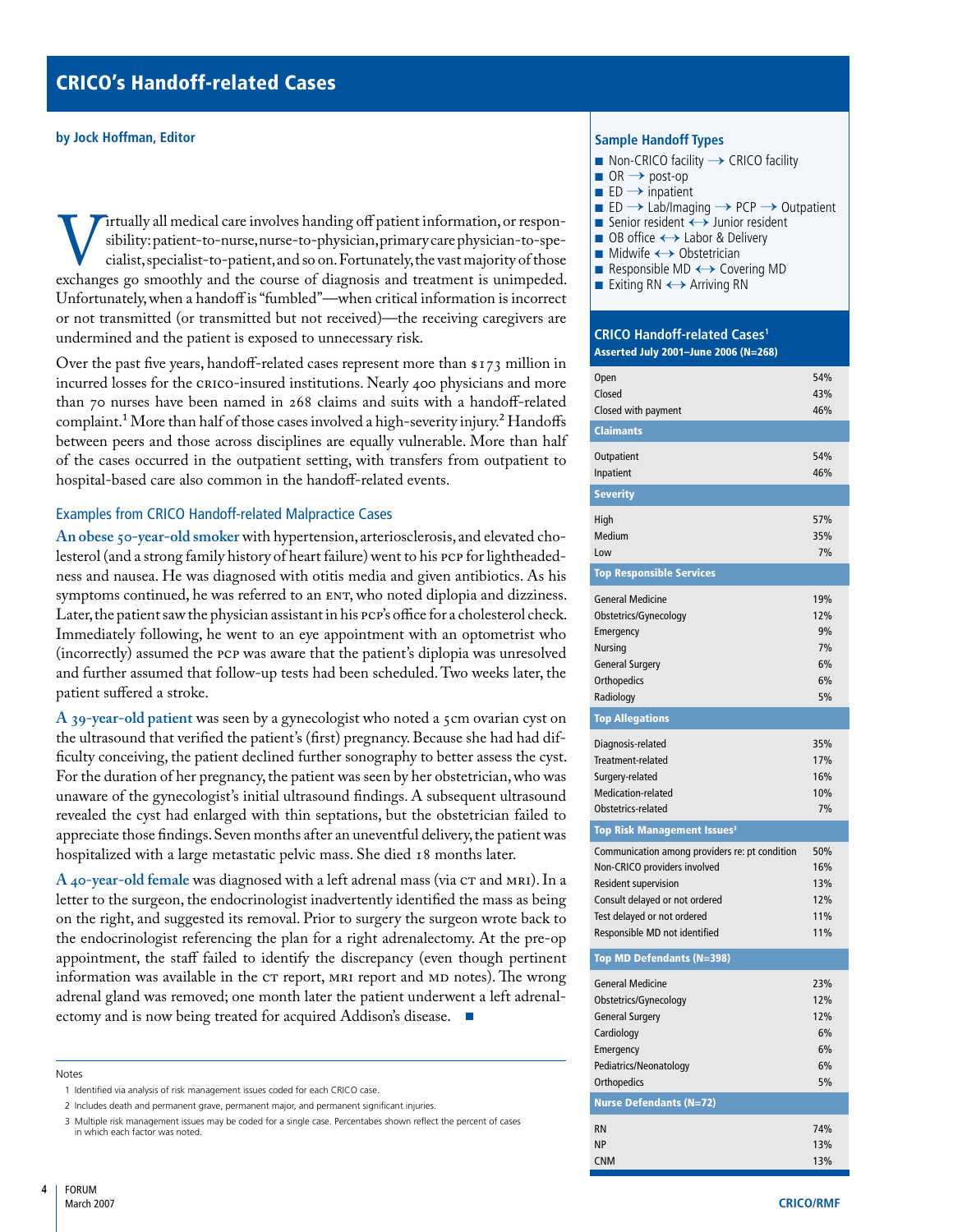# CRICO's Handoff-related Cases

**by Jock Hoffman, Editor**

Virtually all medical care involves handing off patient information, or responsibility: patient-to-nurse, nurse-to-physician, primary care physician-to-specialist, specialist-to-patient, and so on. Fortunately, the vast majority of those exchanges go smoothly and the course of diagnosis and treatment is unimpeded. Unfortunately, when a handoff is "fumbled"—when critical information is incorrect or not transmitted (or transmitted but not received)—the receiving caregivers are undermined and the patient is exposed to unnecessary risk.

Over the past five years, handoff-related cases represent more than $173 million in incurred losses for the CRICO-insured institutions. Nearly 400 physicians and more than 70 nurses have been named in 268 claims and suits with a handoff-related complaint.[1] More than half of those cases involved a high-severity injury.[2] Handoffs between peers and those across disciplines are equally vulnerable. More than half of the cases occurred in the outpatient setting, with transfers from outpatient to hospital-based care also common in the handoff-related events.

## Examples from CRICO Handoff-related Malpractice Cases

**An obese 50-year-old smoker** with hypertension, arteriosclerosis, and elevated cholesterol (and a strong family history of heart failure) went to his PCP for lightheadedness and nausea. He was diagnosed with otitis media and given antibiotics. As his symptoms continued, he was referred to an ENT, who noted diplopia and dizziness. Later, the patient saw the physician assistant in his PCP's office for a cholesterol check. Immediately following, he went to an eye appointment with an optometrist who (incorrectly) assumed the PCP was aware that the patient's diplopia was unresolved and further assumed that follow-up tests had been scheduled. Two weeks later, the patient suffered a stroke.

**A 39-year-old patient** was seen by a gynecologist who noted a 5cm ovarian cyst on the ultrasound that verified the patient's (first) pregnancy. Because she had had difficulty conceiving, the patient declined further sonography to better assess the cyst. For the duration of her pregnancy, the patient was seen by her obstetrician, who was unaware of the gynecologist's initial ultrasound findings. A subsequent ultrasound revealed the cyst had enlarged with thin septations, but the obstetrician failed to appreciate those findings. Seven months after an uneventful delivery, the patient was hospitalized with a large metastatic pelvic mass. She died 18 months later.

**A 40-year-old female** was diagnosed with a left adrenal mass (via CT and MRI). In a letter to the surgeon, the endocrinologist inadvertently identified the mass as being on the right, and suggested its removal. Prior to surgery the surgeon wrote back to the endocrinologist referencing the plan for a right adrenalectomy. At the pre-op appointment, the staff failed to identify the discrepancy (even though pertinent information was available in the CT report, MRI report and MD notes). The wrong adrenal gland was removed; one month later the patient underwent a left adrenalectomy and is now being treated for acquired Addison's disease. ■

### Sample Handoff Types

- Non-CRICO facility → CRICO facility
- OR → post-op
- ED → inpatient
- ED → Lab/Imaging → PCP → Outpatient
- Senior resident ↔ Junior resident
- OB office ↔ Labor & Delivery
- Midwife ↔ Obstetrician
- Responsible MD ↔ Covering MD
- Exiting RN ↔ Arriving RN

### CRICO Handoff-related Cases[1]
**Asserted July 2001–June 2006 (N=268)**

| | |
|---|---|
| Open | 54% |
| Closed | 43% |
| Closed with payment | 46% |
| **Claimants** | |
| Outpatient | 54% |
| Inpatient | 46% |
| **Severity** | |
| High | 57% |
| Medium | 35% |
| Low | 7% |
| **Top Responsible Services** | |
| General Medicine | 19% |
| Obstetrics/Gynecology | 12% |
| Emergency | 9% |
| Nursing | 7% |
| General Surgery | 6% |
| Orthopedics | 6% |
| Radiology | 5% |
| **Top Allegations** | |
| Diagnosis-related | 35% |
| Treatment-related | 17% |
| Surgery-related | 16% |
| Medication-related | 10% |
| Obstetrics-related | 7% |
| **Top Risk Management Issues[3]** | |
| Communication among providers re: pt condition | 50% |
| Non-CRICO providers involved | 16% |
| Resident supervision | 13% |
| Consult delayed or not ordered | 12% |
| Test delayed or not ordered | 11% |
| Responsible MD not identified | 11% |
| **Top MD Defendants (N=398)** | |
| General Medicine | 23% |
| Obstetrics/Gynecology | 12% |
| General Surgery | 12% |
| Cardiology | 6% |
| Emergency | 6% |
| Pediatrics/Neonatology | 6% |
| Orthopedics | 5% |
| **Nurse Defendants (N=72)** | |
| RN | 74% |
| NP | 13% |
| CNM | 13% |

Notes

1 Identified via analysis of risk management issues coded for each CRICO case.

2 Includes death and permanent grave, permanent major, and permanent significant injuries.

3 Multiple risk management issues may be coded for a single case. Percentabes shown reflect the percent of cases in which each factor was noted.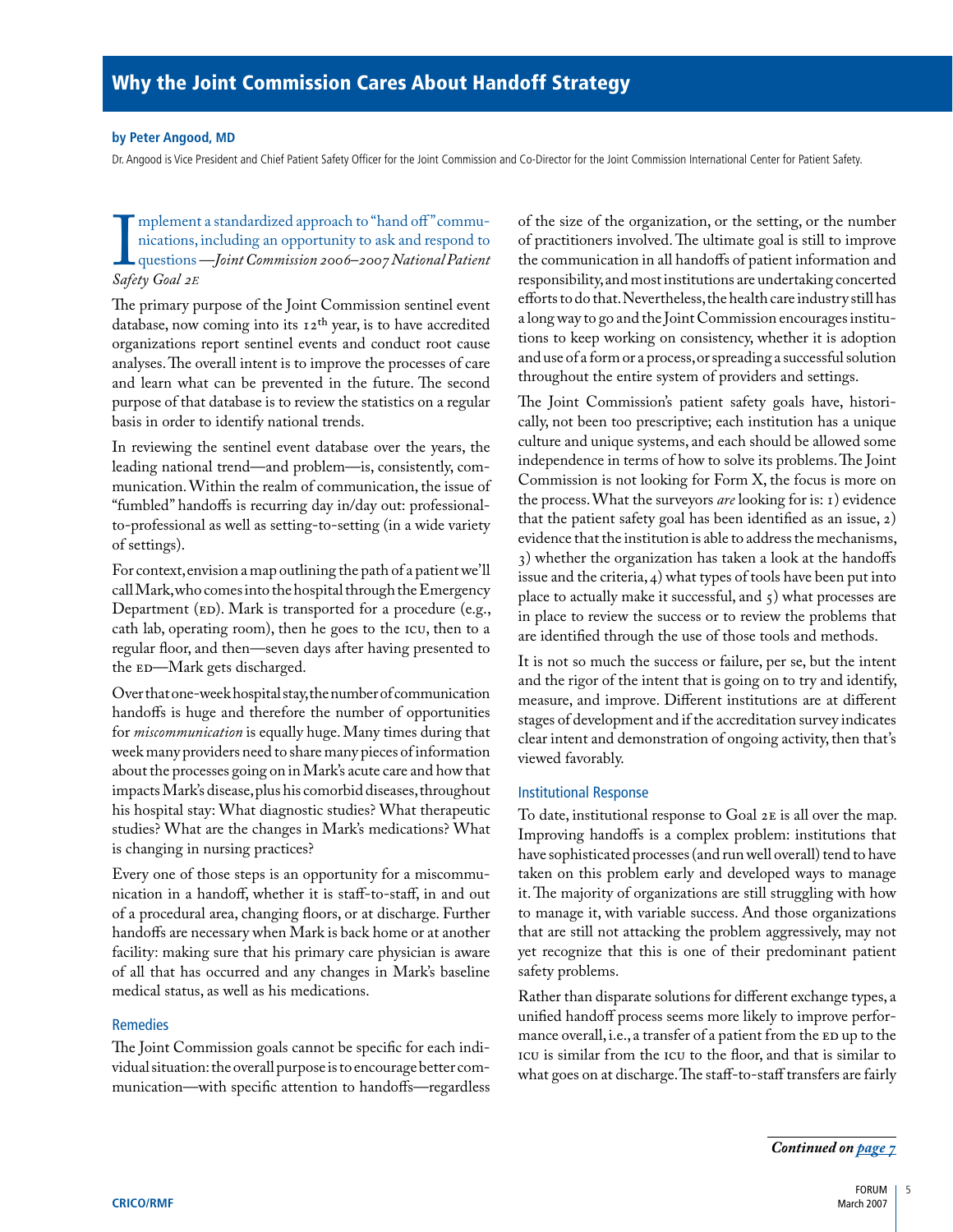# Why the Joint Commission Cares About Handoff Strategy

**by Peter Angood, MD**

Dr. Angood is Vice President and Chief Patient Safety Officer for the Joint Commission and Co-Director for the Joint Commission International Center for Patient Safety.

Implement a standardized approach to "hand off" communications, including an opportunity to ask and respond to questions —*Joint Commission 2006–2007 National Patient Safety Goal 2E*

The primary purpose of the Joint Commission sentinel event database, now coming into its 12th year, is to have accredited organizations report sentinel events and conduct root cause analyses. The overall intent is to improve the processes of care and learn what can be prevented in the future. The second purpose of that database is to review the statistics on a regular basis in order to identify national trends.

In reviewing the sentinel event database over the years, the leading national trend—and problem—is, consistently, communication. Within the realm of communication, the issue of "fumbled" handoffs is recurring day in/day out: professional-to-professional as well as setting-to-setting (in a wide variety of settings).

For context, envision a map outlining the path of a patient we'll call Mark, who comes into the hospital through the Emergency Department (ED). Mark is transported for a procedure (e.g., cath lab, operating room), then he goes to the ICU, then to a regular floor, and then—seven days after having presented to the ED—Mark gets discharged.

Over that one-week hospital stay, the number of communication handoffs is huge and therefore the number of opportunities for *miscommunication* is equally huge. Many times during that week many providers need to share many pieces of information about the processes going on in Mark's acute care and how that impacts Mark's disease, plus his comorbid diseases, throughout his hospital stay: What diagnostic studies? What therapeutic studies? What are the changes in Mark's medications? What is changing in nursing practices?

Every one of those steps is an opportunity for a miscommunication in a handoff, whether it is staff-to-staff, in and out of a procedural area, changing floors, or at discharge. Further handoffs are necessary when Mark is back home or at another facility: making sure that his primary care physician is aware of all that has occurred and any changes in Mark's baseline medical status, as well as his medications.

## Remedies

The Joint Commission goals cannot be specific for each individual situation: the overall purpose is to encourage better communication—with specific attention to handoffs—regardless of the size of the organization, or the setting, or the number of practitioners involved. The ultimate goal is still to improve the communication in all handoffs of patient information and responsibility, and most institutions are undertaking concerted efforts to do that. Nevertheless, the health care industry still has a long way to go and the Joint Commission encourages institutions to keep working on consistency, whether it is adoption and use of a form or a process, or spreading a successful solution throughout the entire system of providers and settings.

The Joint Commission's patient safety goals have, historically, not been too prescriptive; each institution has a unique culture and unique systems, and each should be allowed some independence in terms of how to solve its problems. The Joint Commission is not looking for Form X, the focus is more on the process. What the surveyors *are* looking for is: 1) evidence that the patient safety goal has been identified as an issue, 2) evidence that the institution is able to address the mechanisms, 3) whether the organization has taken a look at the handoffs issue and the criteria, 4) what types of tools have been put into place to actually make it successful, and 5) what processes are in place to review the success or to review the problems that are identified through the use of those tools and methods.

It is not so much the success or failure, per se, but the intent and the rigor of the intent that is going on to try and identify, measure, and improve. Different institutions are at different stages of development and if the accreditation survey indicates clear intent and demonstration of ongoing activity, then that's viewed favorably.

## Institutional Response

To date, institutional response to Goal 2E is all over the map. Improving handoffs is a complex problem: institutions that have sophisticated processes (and run well overall) tend to have taken on this problem early and developed ways to manage it. The majority of organizations are still struggling with how to manage it, with variable success. And those organizations that are still not attacking the problem aggressively, may not yet recognize that this is one of their predominant patient safety problems.

Rather than disparate solutions for different exchange types, a unified handoff process seems more likely to improve performance overall, i.e., a transfer of a patient from the ED up to the ICU is similar from the ICU to the floor, and that is similar to what goes on at discharge. The staff-to-staff transfers are fairly

***Continued on page 7***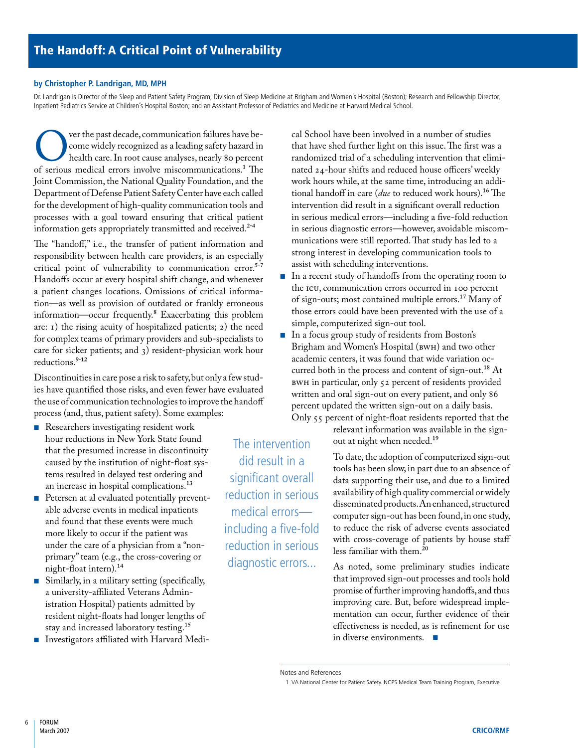# The Handoff: A Critical Point of Vulnerability

**by Christopher P. Landrigan, MD, MPH**

Dr. Landrigan is Director of the Sleep and Patient Safety Program, Division of Sleep Medicine at Brigham and Women's Hospital (Boston); Research and Fellowship Director, Inpatient Pediatrics Service at Children's Hospital Boston; and an Assistant Professor of Pediatrics and Medicine at Harvard Medical School.

Over the past decade, communication failures have become widely recognized as a leading safety hazard in health care. In root cause analyses, nearly 80 percent of serious medical errors involve miscommunications.[1] The Joint Commission, the National Quality Foundation, and the Department of Defense Patient Safety Center have each called for the development of high-quality communication tools and processes with a goal toward ensuring that critical patient information gets appropriately transmitted and received.[2-4]

The "handoff," i.e., the transfer of patient information and responsibility between health care providers, is an especially critical point of vulnerability to communication error.[5-7] Handoffs occur at every hospital shift change, and whenever a patient changes locations. Omissions of critical information—as well as provision of outdated or frankly erroneous information—occur frequently.[8] Exacerbating this problem are: 1) the rising acuity of hospitalized patients; 2) the need for complex teams of primary providers and sub-specialists to care for sicker patients; and 3) resident-physician work hour reductions.[9-12]

Discontinuities in care pose a risk to safety, but only a few studies have quantified those risks, and even fewer have evaluated the use of communication technologies to improve the handoff process (and, thus, patient safety). Some examples:

- Researchers investigating resident work hour reductions in New York State found that the presumed increase in discontinuity caused by the institution of night-float systems resulted in delayed test ordering and an increase in hospital complications.[13]
- Petersen at al evaluated potentially preventable adverse events in medical inpatients and found that these events were much more likely to occur if the patient was under the care of a physician from a "non-primary" team (e.g., the cross-covering or night-float intern).[14]
- Similarly, in a military setting (specifically, a university-affiliated Veterans Administration Hospital) patients admitted by resident night-floats had longer lengths of stay and increased laboratory testing.[15]
- Investigators affiliated with Harvard Medical School have been involved in a number of studies that have shed further light on this issue. The first was a randomized trial of a scheduling intervention that eliminated 24-hour shifts and reduced house officers' weekly work hours while, at the same time, introducing an additional handoff in care (*due* to reduced work hours).[16] The intervention did result in a significant overall reduction in serious medical errors—including a five-fold reduction in serious diagnostic errors—however, avoidable miscommunications were still reported. That study has led to a strong interest in developing communication tools to assist with scheduling interventions.
- In a recent study of handoffs from the operating room to the ICU, communication errors occurred in 100 percent of sign-outs; most contained multiple errors.[17] Many of those errors could have been prevented with the use of a simple, computerized sign-out tool.
- In a focus group study of residents from Boston's Brigham and Women's Hospital (BWH) and two other academic centers, it was found that wide variation occurred both in the process and content of sign-out.[18] At BWH in particular, only 52 percent of residents provided written and oral sign-out on every patient, and only 86 percent updated the written sign-out on a daily basis. Only 55 percent of night-float residents reported that the relevant information was available in the sign-out at night when needed.[19]

To date, the adoption of computerized sign-out tools has been slow, in part due to an absence of data supporting their use, and due to a limited availability of high quality commercial or widely disseminated products. An enhanced, structured computer sign-out has been found, in one study, to reduce the risk of adverse events associated with cross-coverage of patients by house staff less familiar with them.[20]

As noted, some preliminary studies indicate that improved sign-out processes and tools hold promise of further improving handoffs, and thus improving care. But, before widespread implementation can occur, further evidence of their effectiveness is needed, as is refinement for use in diverse environments. ■

The intervention did result in a significant overall reduction in serious medical errors—including a five-fold reduction in serious diagnostic errors...

Notes and References

1 VA National Center for Patient Safety. NCPS Medical Team Training Program, Executive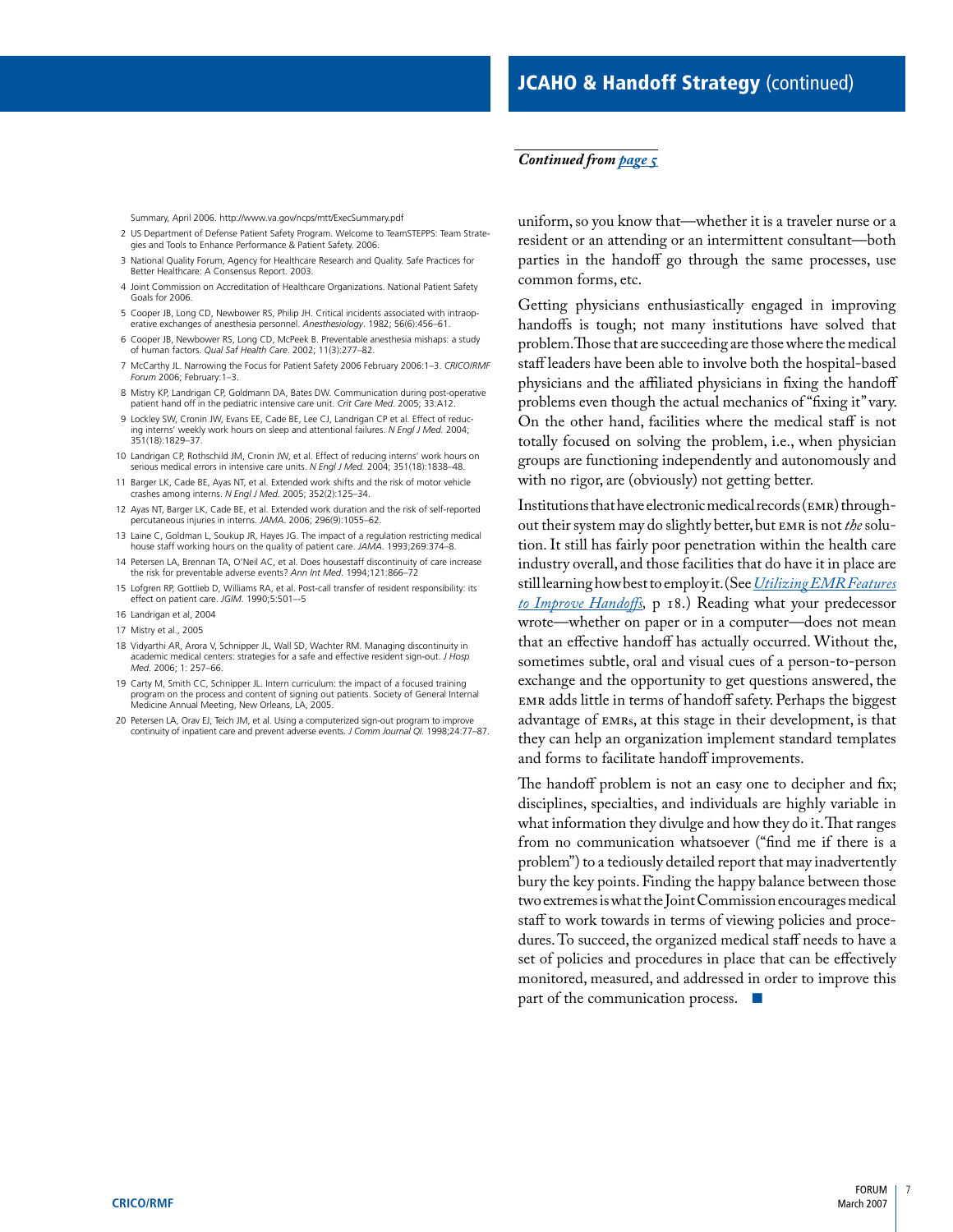## JCAHO & Handoff Strategy (continued)

Summary, April 2006. http://www.va.gov/ncps/mtt/ExecSummary.pdf

2. US Department of Defense Patient Safety Program. Welcome to TeamSTEPPS: Team Strategies and Tools to Enhance Performance & Patient Safety. 2006.
3. National Quality Forum, Agency for Healthcare Research and Quality. Safe Practices for Better Healthcare: A Consensus Report. 2003.
4. Joint Commission on Accreditation of Healthcare Organizations. National Patient Safety Goals for 2006.
5. Cooper JB, Long CD, Newbower RS, Philip JH. Critical incidents associated with intraoperative exchanges of anesthesia personnel. *Anesthesiology*. 1982; 56(6):456–61.
6. Cooper JB, Newbower RS, Long CD, McPeek B. Preventable anesthesia mishaps: a study of human factors. *Qual Saf Health Care*. 2002; 11(3):277–82.
7. McCarthy JL. Narrowing the Focus for Patient Safety 2006 February 2006:1–3. *CRICO/RMF Forum* 2006; February:1–3.
8. Mistry KP, Landrigan CP, Goldmann DA, Bates DW. Communication during post-operative patient hand off in the pediatric intensive care unit. *Crit Care Med.* 2005; 33:A12.
9. Lockley SW, Cronin JW, Evans EE, Cade BE, Lee CJ, Landrigan CP et al. Effect of reducing interns' weekly work hours on sleep and attentional failures. *N Engl J Med.* 2004; 351(18):1829–37.
10. Landrigan CP, Rothschild JM, Cronin JW, et al. Effect of reducing interns' work hours on serious medical errors in intensive care units. *N Engl J Med.* 2004; 351(18):1838–48.
11. Barger LK, Cade BE, Ayas NT, et al. Extended work shifts and the risk of motor vehicle crashes among interns. *N Engl J Med.* 2005; 352(2):125–34.
12. Ayas NT, Barger LK, Cade BE, et al. Extended work duration and the risk of self-reported percutaneous injuries in interns. *JAMA*. 2006; 296(9):1055–62.
13. Laine C, Goldman L, Soukup JR, Hayes JG. The impact of a regulation restricting medical house staff working hours on the quality of patient care. *JAMA*. 1993;269:374–8.
14. Petersen LA, Brennan TA, O'Neil AC, et al. Does housestaff discontinuity of care increase the risk for preventable adverse events? *Ann Int Med*. 1994;121:866–72
15. Lofgren RP, Gottlieb D, Williams RA, et al. Post-call transfer of resident responsibility: its effect on patient care. *JGIM*. 1990;5:501–5
16. Landrigan et al, 2004
17. Mistry et al., 2005
18. Vidyarthi AR, Arora V, Schnipper JL, Wall SD, Wachter RM. Managing discontinuity in academic medical centers: strategies for a safe and effective resident sign-out. *J Hosp Med.* 2006; 1: 257–66.
19. Carty M, Smith CC, Schnipper JL. Intern curriculum: the impact of a focused training program on the process and content of signing out patients. Society of General Internal Medicine Annual Meeting, New Orleans, LA, 2005.
20. Petersen LA, Orav EJ, Teich JM, et al. Using a computerized sign-out program to improve continuity of inpatient care and prevent adverse events. *J Comm Journal QI.* 1998;24:77–87.

***Continued from page 5***

uniform, so you know that—whether it is a traveler nurse or a resident or an attending or an intermittent consultant—both parties in the handoff go through the same processes, use common forms, etc.

Getting physicians enthusiastically engaged in improving handoffs is tough; not many institutions have solved that problem. Those that are succeeding are those where the medical staff leaders have been able to involve both the hospital-based physicians and the affiliated physicians in fixing the handoff problems even though the actual mechanics of "fixing it" vary. On the other hand, facilities where the medical staff is not totally focused on solving the problem, i.e., when physician groups are functioning independently and autonomously and with no rigor, are (obviously) not getting better.

Institutions that have electronic medical records (EMR) throughout their system may do slightly better, but EMR is not *the* solution. It still has fairly poor penetration within the health care industry overall, and those facilities that do have it in place are still learning how best to employ it. (See *Utilizing EMR Features to Improve Handoffs,* p 18.) Reading what your predecessor wrote—whether on paper or in a computer—does not mean that an effective handoff has actually occurred. Without the, sometimes subtle, oral and visual cues of a person-to-person exchange and the opportunity to get questions answered, the EMR adds little in terms of handoff safety. Perhaps the biggest advantage of EMRs, at this stage in their development, is that they can help an organization implement standard templates and forms to facilitate handoff improvements.

The handoff problem is not an easy one to decipher and fix; disciplines, specialties, and individuals are highly variable in what information they divulge and how they do it. That ranges from no communication whatsoever ("find me if there is a problem") to a tediously detailed report that may inadvertently bury the key points. Finding the happy balance between those two extremes is what the Joint Commission encourages medical staff to work towards in terms of viewing policies and procedures. To succeed, the organized medical staff needs to have a set of policies and procedures in place that can be effectively monitored, measured, and addressed in order to improve this part of the communication process. ■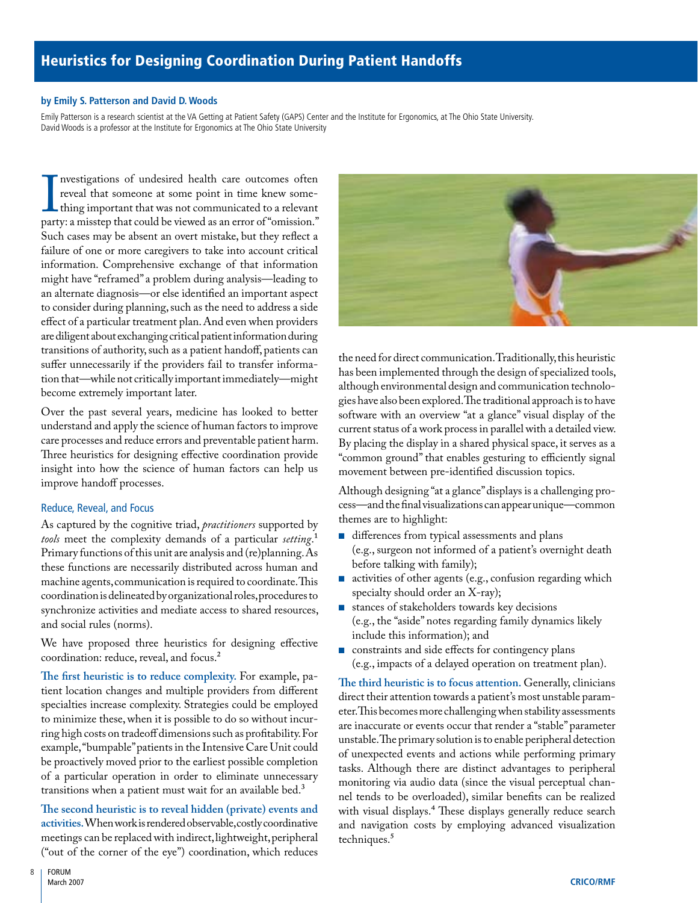# Heuristics for Designing Coordination During Patient Handoffs

**by Emily S. Patterson and David D. Woods**

Emily Patterson is a research scientist at the VA Getting at Patient Safety (GAPS) Center and the Institute for Ergonomics, at The Ohio State University.
David Woods is a professor at the Institute for Ergonomics at The Ohio State University

Investigations of undesired health care outcomes often reveal that someone at some point in time knew something important that was not communicated to a relevant party: a misstep that could be viewed as an error of "omission." Such cases may be absent an overt mistake, but they reflect a failure of one or more caregivers to take into account critical information. Comprehensive exchange of that information might have "reframed" a problem during analysis—leading to an alternate diagnosis—or else identified an important aspect to consider during planning, such as the need to address a side effect of a particular treatment plan. And even when providers are diligent about exchanging critical patient information during transitions of authority, such as a patient handoff, patients can suffer unnecessarily if the providers fail to transfer information that—while not critically important immediately—might become extremely important later.

Over the past several years, medicine has looked to better understand and apply the science of human factors to improve care processes and reduce errors and preventable patient harm. Three heuristics for designing effective coordination provide insight into how the science of human factors can help us improve handoff processes.

## Reduce, Reveal, and Focus

As captured by the cognitive triad, *practitioners* supported by *tools* meet the complexity demands of a particular *setting*.[1] Primary functions of this unit are analysis and (re)planning. As these functions are necessarily distributed across human and machine agents, communication is required to coordinate. This coordination is delineated by organizational roles, procedures to synchronize activities and mediate access to shared resources, and social rules (norms).

We have proposed three heuristics for designing effective coordination: reduce, reveal, and focus.[2]

**The first heuristic is to reduce complexity.** For example, patient location changes and multiple providers from different specialties increase complexity. Strategies could be employed to minimize these, when it is possible to do so without incurring high costs on tradeoff dimensions such as profitability. For example, "bumpable" patients in the Intensive Care Unit could be proactively moved prior to the earliest possible completion of a particular operation in order to eliminate unnecessary transitions when a patient must wait for an available bed.[3]

**The second heuristic is to reveal hidden (private) events and activities.** When work is rendered observable, costly coordinative meetings can be replaced with indirect, lightweight, peripheral ("out of the corner of the eye") coordination, which reduces the need for direct communication. Traditionally, this heuristic has been implemented through the design of specialized tools, although environmental design and communication technologies have also been explored. The traditional approach is to have software with an overview "at a glance" visual display of the current status of a work process in parallel with a detailed view. By placing the display in a shared physical space, it serves as a "common ground" that enables gesturing to efficiently signal movement between pre-identified discussion topics.

Although designing "at a glance" displays is a challenging process—and the final visualizations can appear unique—common themes are to highlight:

- differences from typical assessments and plans (e.g., surgeon not informed of a patient's overnight death before talking with family);
- activities of other agents (e.g., confusion regarding which specialty should order an X-ray);
- stances of stakeholders towards key decisions (e.g., the "aside" notes regarding family dynamics likely include this information); and
- constraints and side effects for contingency plans (e.g., impacts of a delayed operation on treatment plan).

**The third heuristic is to focus attention.** Generally, clinicians direct their attention towards a patient's most unstable parameter. This becomes more challenging when stability assessments are inaccurate or events occur that render a "stable" parameter unstable. The primary solution is to enable peripheral detection of unexpected events and actions while performing primary tasks. Although there are distinct advantages to peripheral monitoring via audio data (since the visual perceptual channel tends to be overloaded), similar benefits can be realized with visual displays.[4] These displays generally reduce search and navigation costs by employing advanced visualization techniques.[5]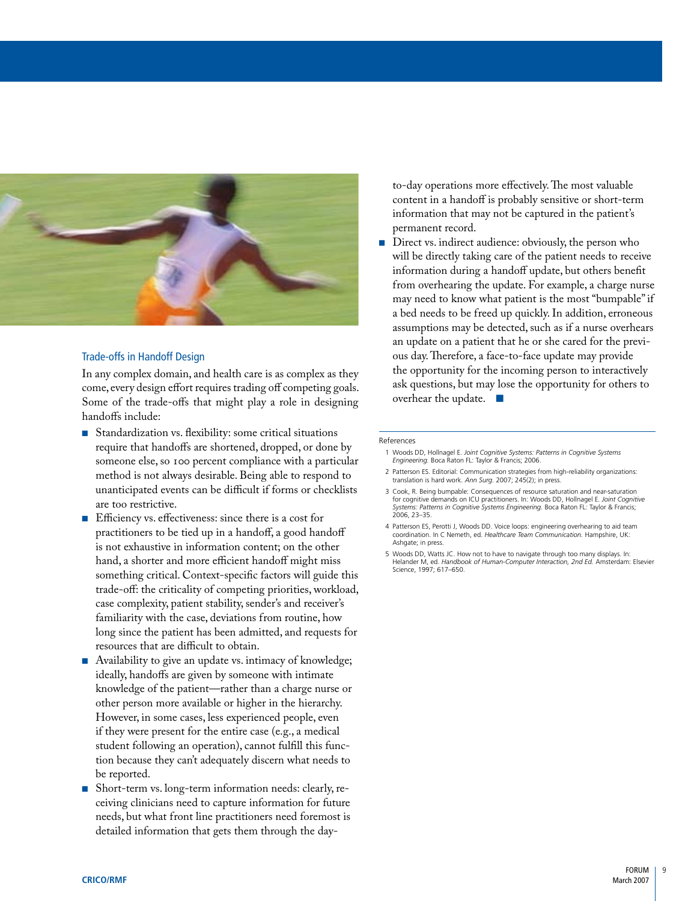## Trade-offs in Handoff Design

In any complex domain, and health care is as complex as they come, every design effort requires trading off competing goals. Some of the trade-offs that might play a role in designing handoffs include:

- Standardization vs. flexibility: some critical situations require that handoffs are shortened, dropped, or done by someone else, so 100 percent compliance with a particular method is not always desirable. Being able to respond to unanticipated events can be difficult if forms or checklists are too restrictive.
- Efficiency vs. effectiveness: since there is a cost for practitioners to be tied up in a handoff, a good handoff is not exhaustive in information content; on the other hand, a shorter and more efficient handoff might miss something critical. Context-specific factors will guide this trade-off: the criticality of competing priorities, workload, case complexity, patient stability, sender's and receiver's familiarity with the case, deviations from routine, how long since the patient has been admitted, and requests for resources that are difficult to obtain.
- Availability to give an update vs. intimacy of knowledge; ideally, handoffs are given by someone with intimate knowledge of the patient—rather than a charge nurse or other person more available or higher in the hierarchy. However, in some cases, less experienced people, even if they were present for the entire case (e.g., a medical student following an operation), cannot fulfill this function because they can't adequately discern what needs to be reported.
- Short-term vs. long-term information needs: clearly, receiving clinicians need to capture information for future needs, but what front line practitioners need foremost is detailed information that gets them through the day-to-day operations more effectively. The most valuable content in a handoff is probably sensitive or short-term information that may not be captured in the patient's permanent record.
- Direct vs. indirect audience: obviously, the person who will be directly taking care of the patient needs to receive information during a handoff update, but others benefit from overhearing the update. For example, a charge nurse may need to know what patient is the most "bumpable" if a bed needs to be freed up quickly. In addition, erroneous assumptions may be detected, such as if a nurse overhears an update on a patient that he or she cared for the previous day. Therefore, a face-to-face update may provide the opportunity for the incoming person to interactively ask questions, but may lose the opportunity for others to overhear the update. ■

References

1. Woods DD, Hollnagel E. *Joint Cognitive Systems: Patterns in Cognitive Systems Engineering.* Boca Raton FL: Taylor & Francis; 2006.
2. Patterson ES. Editorial: Communication strategies from high-reliability organizations: translation is hard work. *Ann Surg.* 2007; 245(2); in press.
3. Cook, R. Being bumpable: Consequences of resource saturation and near-saturation for cognitive demands on ICU practitioners. In: Woods DD, Hollnagel E. *Joint Cognitive Systems: Patterns in Cognitive Systems Engineering.* Boca Raton FL: Taylor & Francis; 2006, 23–35.
4. Patterson ES, Perotti J, Woods DD. Voice loops: engineering overhearing to aid team coordination. In C Nemeth, ed. *Healthcare Team Communication.* Hampshire, UK: Ashgate; in press.
5. Woods DD, Watts JC. How not to have to navigate through too many displays. In: Helander M, ed. *Handbook of Human-Computer Interaction, 2nd Ed.* Amsterdam: Elsevier Science, 1997; 617–650.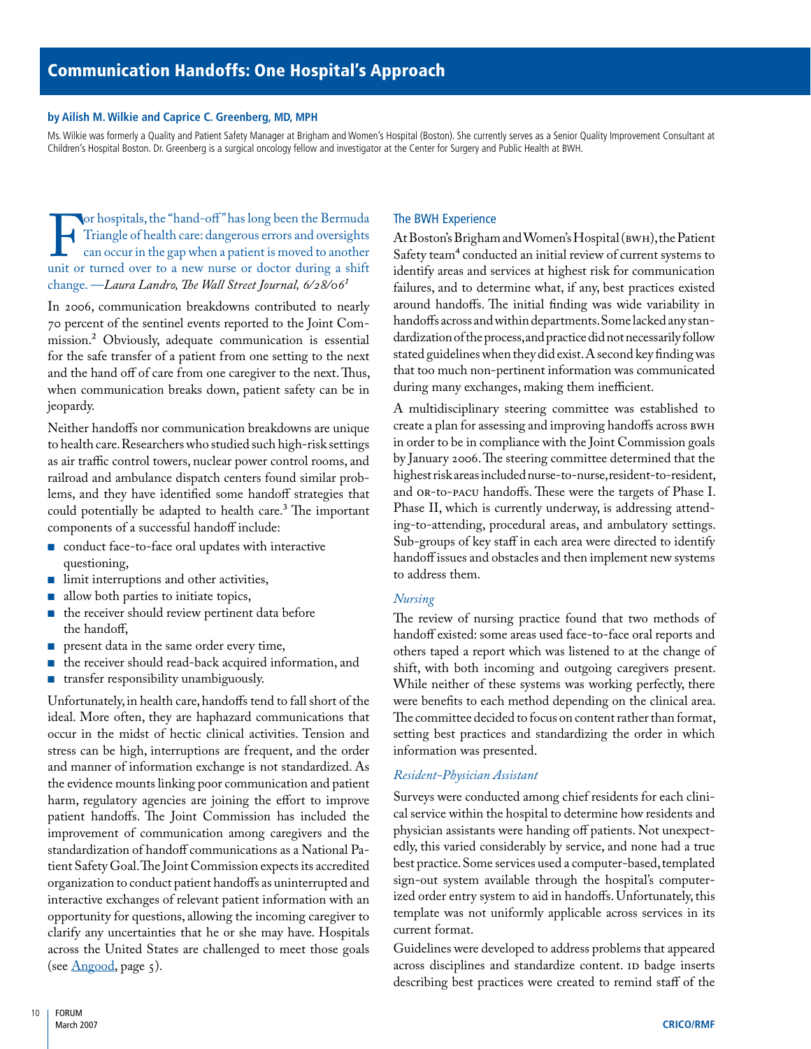# Communication Handoffs: One Hospital's Approach

**by Ailish M. Wilkie and Caprice C. Greenberg, MD, MPH**

Ms. Wilkie was formerly a Quality and Patient Safety Manager at Brigham and Women's Hospital (Boston). She currently serves as a Senior Quality Improvement Consultant at Children's Hospital Boston. Dr. Greenberg is a surgical oncology fellow and investigator at the Center for Surgery and Public Health at BWH.

For hospitals, the "hand-off" has long been the Bermuda Triangle of health care: dangerous errors and oversights can occur in the gap when a patient is moved to another unit or turned over to a new nurse or doctor during a shift change. *—Laura Landro, The Wall Street Journal, 6/28/06*[1]

In 2006, communication breakdowns contributed to nearly 70 percent of the sentinel events reported to the Joint Commission.[2] Obviously, adequate communication is essential for the safe transfer of a patient from one setting to the next and the hand off of care from one caregiver to the next. Thus, when communication breaks down, patient safety can be in jeopardy.

Neither handoffs nor communication breakdowns are unique to health care. Researchers who studied such high-risk settings as air traffic control towers, nuclear power control rooms, and railroad and ambulance dispatch centers found similar problems, and they have identified some handoff strategies that could potentially be adapted to health care.[3] The important components of a successful handoff include:

- conduct face-to-face oral updates with interactive questioning,
- limit interruptions and other activities,
- allow both parties to initiate topics,
- the receiver should review pertinent data before the handoff,
- present data in the same order every time,
- the receiver should read-back acquired information, and
- transfer responsibility unambiguously.

Unfortunately, in health care, handoffs tend to fall short of the ideal. More often, they are haphazard communications that occur in the midst of hectic clinical activities. Tension and stress can be high, interruptions are frequent, and the order and manner of information exchange is not standardized. As the evidence mounts linking poor communication and patient harm, regulatory agencies are joining the effort to improve patient handoffs. The Joint Commission has included the improvement of communication among caregivers and the standardization of handoff communications as a National Patient Safety Goal. The Joint Commission expects its accredited organization to conduct patient handoffs as uninterrupted and interactive exchanges of relevant patient information with an opportunity for questions, allowing the incoming caregiver to clarify any uncertainties that he or she may have. Hospitals across the United States are challenged to meet those goals (see Angood, page 5).

## The BWH Experience

At Boston's Brigham and Women's Hospital (BWH), the Patient Safety team[4] conducted an initial review of current systems to identify areas and services at highest risk for communication failures, and to determine what, if any, best practices existed around handoffs. The initial finding was wide variability in handoffs across and within departments. Some lacked any standardization of the process, and practice did not necessarily follow stated guidelines when they did exist. A second key finding was that too much non-pertinent information was communicated during many exchanges, making them inefficient.

A multidisciplinary steering committee was established to create a plan for assessing and improving handoffs across BWH in order to be in compliance with the Joint Commission goals by January 2006. The steering committee determined that the highest risk areas included nurse-to-nurse, resident-to-resident, and OR-to-PACU handoffs. These were the targets of Phase I. Phase II, which is currently underway, is addressing attending-to-attending, procedural areas, and ambulatory settings. Sub-groups of key staff in each area were directed to identify handoff issues and obstacles and then implement new systems to address them.

### *Nursing*

The review of nursing practice found that two methods of handoff existed: some areas used face-to-face oral reports and others taped a report which was listened to at the change of shift, with both incoming and outgoing caregivers present. While neither of these systems was working perfectly, there were benefits to each method depending on the clinical area. The committee decided to focus on content rather than format, setting best practices and standardizing the order in which information was presented.

### *Resident-Physician Assistant*

Surveys were conducted among chief residents for each clinical service within the hospital to determine how residents and physician assistants were handing off patients. Not unexpectedly, this varied considerably by service, and none had a true best practice. Some services used a computer-based, templated sign-out system available through the hospital's computerized order entry system to aid in handoffs. Unfortunately, this template was not uniformly applicable across services in its current format.

Guidelines were developed to address problems that appeared across disciplines and standardize content. ID badge inserts describing best practices were created to remind staff of the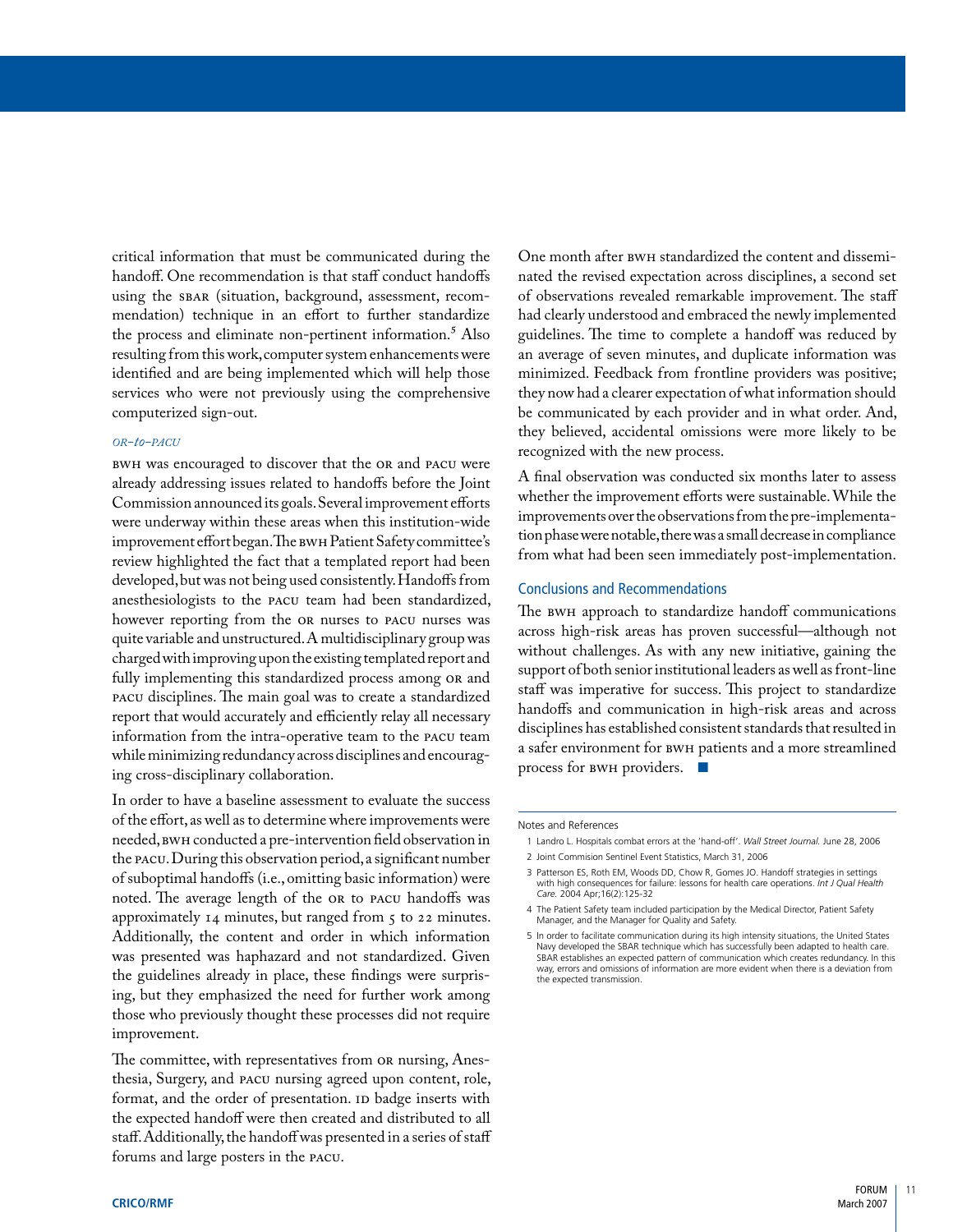critical information that must be communicated during the handoff. One recommendation is that staff conduct handoffs using the SBAR (situation, background, assessment, recommendation) technique in an effort to further standardize the process and eliminate non-pertinent information.[5] Also resulting from this work, computer system enhancements were identified and are being implemented which will help those services who were not previously using the comprehensive computerized sign-out.

### *OR-to-PACU*

BWH was encouraged to discover that the OR and PACU were already addressing issues related to handoffs before the Joint Commission announced its goals. Several improvement efforts were underway within these areas when this institution-wide improvement effort began. The BWH Patient Safety committee's review highlighted the fact that a templated report had been developed, but was not being used consistently. Handoffs from anesthesiologists to the PACU team had been standardized, however reporting from the OR nurses to PACU nurses was quite variable and unstructured. A multidisciplinary group was charged with improving upon the existing templated report and fully implementing this standardized process among OR and PACU disciplines. The main goal was to create a standardized report that would accurately and efficiently relay all necessary information from the intra-operative team to the PACU team while minimizing redundancy across disciplines and encouraging cross-disciplinary collaboration.

In order to have a baseline assessment to evaluate the success of the effort, as well as to determine where improvements were needed, BWH conducted a pre-intervention field observation in the PACU. During this observation period, a significant number of suboptimal handoffs (i.e., omitting basic information) were noted. The average length of the OR to PACU handoffs was approximately 14 minutes, but ranged from 5 to 22 minutes. Additionally, the content and order in which information was presented was haphazard and not standardized. Given the guidelines already in place, these findings were surprising, but they emphasized the need for further work among those who previously thought these processes did not require improvement.

The committee, with representatives from OR nursing, Anesthesia, Surgery, and PACU nursing agreed upon content, role, format, and the order of presentation. ID badge inserts with the expected handoff were then created and distributed to all staff. Additionally, the handoff was presented in a series of staff forums and large posters in the PACU.

One month after BWH standardized the content and disseminated the revised expectation across disciplines, a second set of observations revealed remarkable improvement. The staff had clearly understood and embraced the newly implemented guidelines. The time to complete a handoff was reduced by an average of seven minutes, and duplicate information was minimized. Feedback from frontline providers was positive; they now had a clearer expectation of what information should be communicated by each provider and in what order. And, they believed, accidental omissions were more likely to be recognized with the new process.

A final observation was conducted six months later to assess whether the improvement efforts were sustainable. While the improvements over the observations from the pre-implementation phase were notable, there was a small decrease in compliance from what had been seen immediately post-implementation.

## Conclusions and Recommendations

The BWH approach to standardize handoff communications across high-risk areas has proven successful—although not without challenges. As with any new initiative, gaining the support of both senior institutional leaders as well as front-line staff was imperative for success. This project to standardize handoffs and communication in high-risk areas and across disciplines has established consistent standards that resulted in a safer environment for BWH patients and a more streamlined process for BWH providers. ■

---

Notes and References

1. Landro L. Hospitals combat errors at the 'hand-off'. *Wall Street Journal.* June 28, 2006
2. Joint Commission Sentinel Event Statistics, March 31, 2006
3. Patterson ES, Roth EM, Woods DD, Chow R, Gomes JO. Handoff strategies in settings with high consequences for failure: lessons for health care operations. *Int J Qual Health Care.* 2004 Apr;16(2):125-32
4. The Patient Safety team included participation by the Medical Director, Patient Safety Manager, and the Manager for Quality and Safety.
5. In order to facilitate communication during its high intensity situations, the United States Navy developed the SBAR technique which has successfully been adapted to health care. SBAR establishes an expected pattern of communication which creates redundancy. In this way, errors and omissions of information are more evident when there is a deviation from the expected transmission.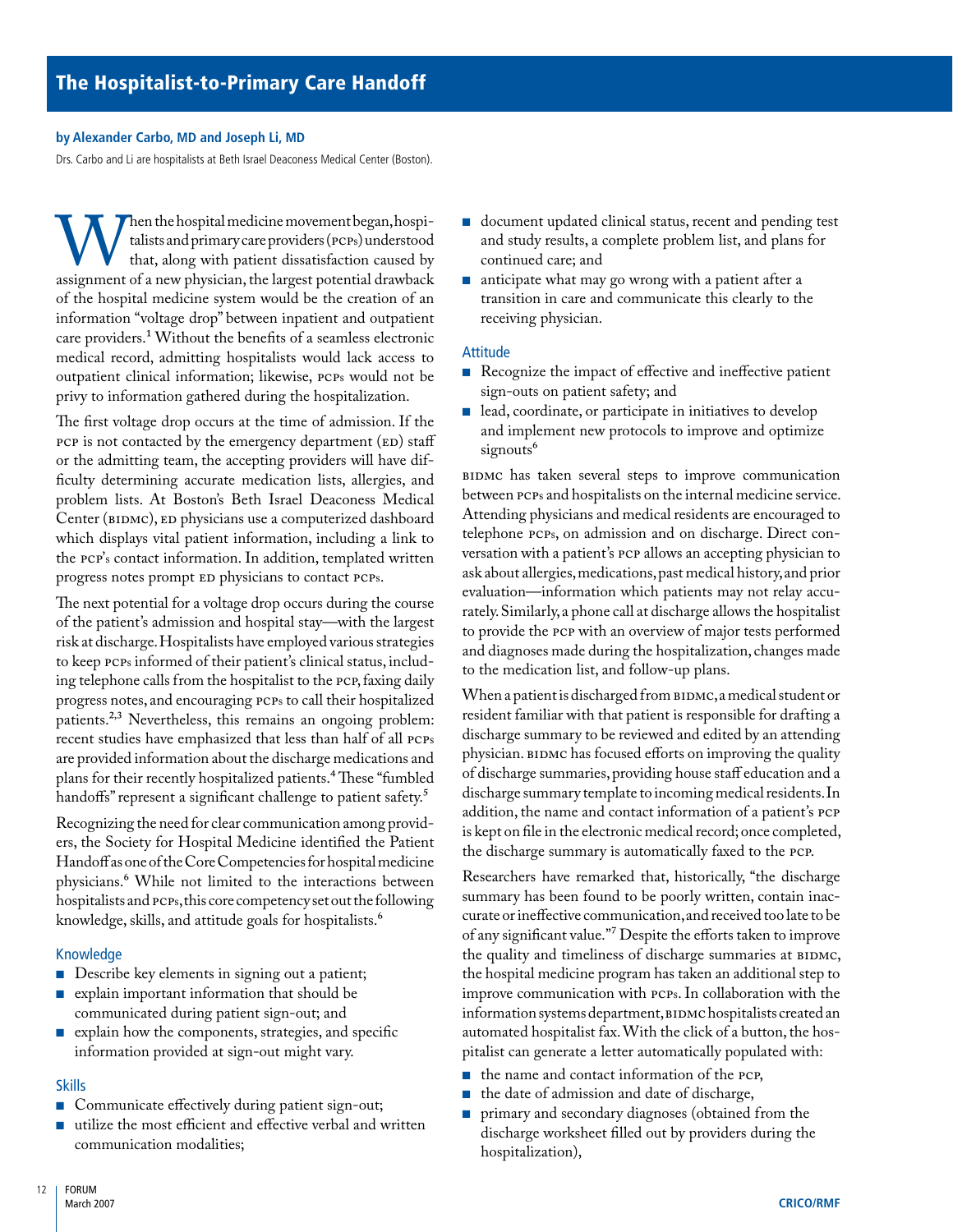# The Hospitalist-to-Primary Care Handoff

**by Alexander Carbo, MD and Joseph Li, MD**

Drs. Carbo and Li are hospitalists at Beth Israel Deaconess Medical Center (Boston).

When the hospital medicine movement began, hospitalists and primary care providers (PCPs) understood that, along with patient dissatisfaction caused by assignment of a new physician, the largest potential drawback of the hospital medicine system would be the creation of an information "voltage drop" between inpatient and outpatient care providers.[1] Without the benefits of a seamless electronic medical record, admitting hospitalists would lack access to outpatient clinical information; likewise, PCPs would not be privy to information gathered during the hospitalization.

The first voltage drop occurs at the time of admission. If the PCP is not contacted by the emergency department (ED) staff or the admitting team, the accepting providers will have difficulty determining accurate medication lists, allergies, and problem lists. At Boston's Beth Israel Deaconess Medical Center (BIDMC), ED physicians use a computerized dashboard which displays vital patient information, including a link to the PCP's contact information. In addition, templated written progress notes prompt ED physicians to contact PCPs.

The next potential for a voltage drop occurs during the course of the patient's admission and hospital stay—with the largest risk at discharge. Hospitalists have employed various strategies to keep PCPs informed of their patient's clinical status, including telephone calls from the hospitalist to the PCP, faxing daily progress notes, and encouraging PCPs to call their hospitalized patients.[2,3] Nevertheless, this remains an ongoing problem: recent studies have emphasized that less than half of all PCPs are provided information about the discharge medications and plans for their recently hospitalized patients.[4] These "fumbled handoffs" represent a significant challenge to patient safety.[5]

Recognizing the need for clear communication among providers, the Society for Hospital Medicine identified the Patient Handoff as one of the Core Competencies for hospital medicine physicians.[6] While not limited to the interactions between hospitalists and PCPs, this core competency set out the following knowledge, skills, and attitude goals for hospitalists.[6]

### Knowledge

- Describe key elements in signing out a patient;
- explain important information that should be communicated during patient sign-out; and
- explain how the components, strategies, and specific information provided at sign-out might vary.

### Skills

- Communicate effectively during patient sign-out;
- utilize the most efficient and effective verbal and written communication modalities;
- document updated clinical status, recent and pending test and study results, a complete problem list, and plans for continued care; and
- anticipate what may go wrong with a patient after a transition in care and communicate this clearly to the receiving physician.

### Attitude

- Recognize the impact of effective and ineffective patient sign-outs on patient safety; and
- lead, coordinate, or participate in initiatives to develop and implement new protocols to improve and optimize signouts[6]

BIDMC has taken several steps to improve communication between PCPs and hospitalists on the internal medicine service. Attending physicians and medical residents are encouraged to telephone PCPs, on admission and on discharge. Direct conversation with a patient's PCP allows an accepting physician to ask about allergies, medications, past medical history, and prior evaluation—information which patients may not relay accurately. Similarly, a phone call at discharge allows the hospitalist to provide the PCP with an overview of major tests performed and diagnoses made during the hospitalization, changes made to the medication list, and follow-up plans.

When a patient is discharged from BIDMC, a medical student or resident familiar with that patient is responsible for drafting a discharge summary to be reviewed and edited by an attending physician. BIDMC has focused efforts on improving the quality of discharge summaries, providing house staff education and a discharge summary template to incoming medical residents. In addition, the name and contact information of a patient's PCP is kept on file in the electronic medical record; once completed, the discharge summary is automatically faxed to the PCP.

Researchers have remarked that, historically, "the discharge summary has been found to be poorly written, contain inaccurate or ineffective communication, and received too late to be of any significant value."[7] Despite the efforts taken to improve the quality and timeliness of discharge summaries at BIDMC, the hospital medicine program has taken an additional step to improve communication with PCPs. In collaboration with the information systems department, BIDMC hospitalists created an automated hospitalist fax. With the click of a button, the hospitalist can generate a letter automatically populated with:

- the name and contact information of the PCP,
- the date of admission and date of discharge,
- primary and secondary diagnoses (obtained from the discharge worksheet filled out by providers during the hospitalization),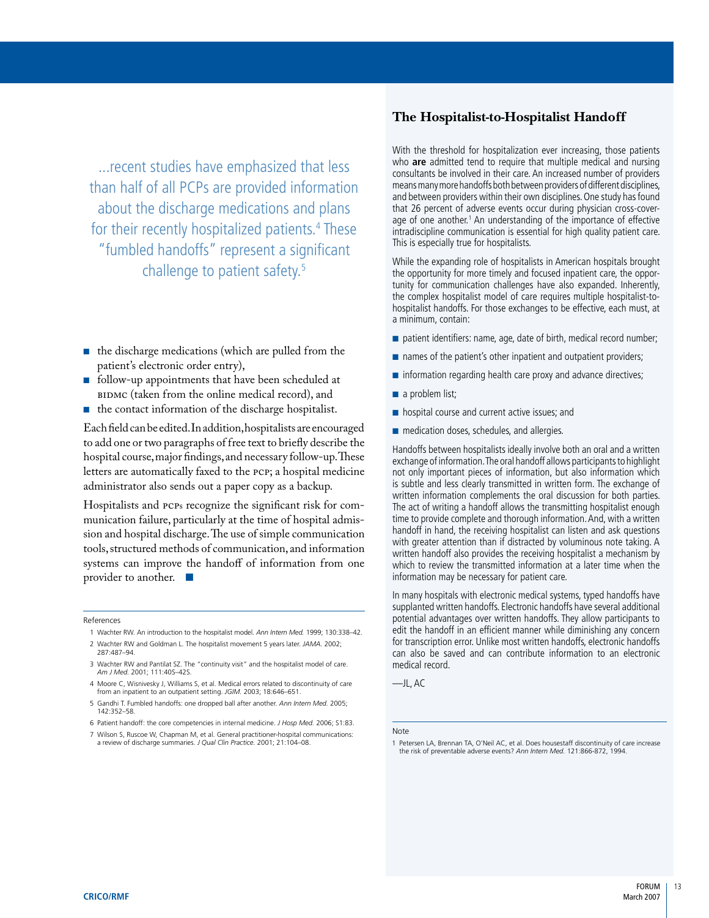> ...recent studies have emphasized that less than half of all PCPs are provided information about the discharge medications and plans for their recently hospitalized patients.[4] These "fumbled handoffs" represent a significant challenge to patient safety.[5]

- the discharge medications (which are pulled from the patient's electronic order entry),
- follow-up appointments that have been scheduled at BIDMC (taken from the online medical record), and
- the contact information of the discharge hospitalist.

Each field can be edited. In addition, hospitalists are encouraged to add one or two paragraphs of free text to briefly describe the hospital course, major findings, and necessary follow-up. These letters are automatically faxed to the PCP; a hospital medicine administrator also sends out a paper copy as a backup.

Hospitalists and PCPs recognize the significant risk for communication failure, particularly at the time of hospital admission and hospital discharge. The use of simple communication tools, structured methods of communication, and information systems can improve the handoff of information from one provider to another. ■

References

1. Wachter RW. An introduction to the hospitalist model. *Ann Intern Med.* 1999; 130:338–42.
2. Wachter RW and Goldman L. The hospitalist movement 5 years later. *JAMA.* 2002; 287:487–94.
3. Wachter RW and Pantilat SZ. The "continuity visit" and the hospitalist model of care. *Am J Med.* 2001; 111:40S–42S.
4. Moore C, Wisnivesky J, Williams S, et al. Medical errors related to discontinuity of care from an inpatient to an outpatient setting. *JGIM.* 2003; 18:646–651.
5. Gandhi T. Fumbled handoffs: one dropped ball after another. *Ann Intern Med.* 2005; 142:352–58.
6. Patient handoff: the core competencies in internal medicine. *J Hosp Med.* 2006; S1:83.
7. Wilson S, Ruscoe W, Chapman M, et al. General practitioner-hospital communications: a review of discharge summaries. *J Qual Clin Practice.* 2001; 21:104–08.

## The Hospitalist-to-Hospitalist Handoff

With the threshold for hospitalization ever increasing, those patients who **are** admitted tend to require that multiple medical and nursing consultants be involved in their care. An increased number of providers means many more handoffs both between providers of different disciplines, and between providers within their own disciplines. One study has found that 26 percent of adverse events occur during physician cross-coverage of one another.[1] An understanding of the importance of effective intradiscipline communication is essential for high quality patient care. This is especially true for hospitalists.

While the expanding role of hospitalists in American hospitals brought the opportunity for more timely and focused inpatient care, the opportunity for communication challenges have also expanded. Inherently, the complex hospitalist model of care requires multiple hospitalist-to-hospitalist handoffs. For those exchanges to be effective, each must, at a minimum, contain:

- patient identifiers: name, age, date of birth, medical record number;
- names of the patient's other inpatient and outpatient providers;
- information regarding health care proxy and advance directives;
- a problem list;
- hospital course and current active issues; and
- medication doses, schedules, and allergies.

Handoffs between hospitalists ideally involve both an oral and a written exchange of information. The oral handoff allows participants to highlight not only important pieces of information, but also information which is subtle and less clearly transmitted in written form. The exchange of written information complements the oral discussion for both parties. The act of writing a handoff allows the transmitting hospitalist enough time to provide complete and thorough information. And, with a written handoff in hand, the receiving hospitalist can listen and ask questions with greater attention than if distracted by voluminous note taking. A written handoff also provides the receiving hospitalist a mechanism by which to review the transmitted information at a later time when the information may be necessary for patient care.

In many hospitals with electronic medical systems, typed handoffs have supplanted written handoffs. Electronic handoffs have several additional potential advantages over written handoffs. They allow participants to edit the handoff in an efficient manner while diminishing any concern for transcription error. Unlike most written handoffs, electronic handoffs can also be saved and can contribute information to an electronic medical record.

—JL, AC

Note

1. Petersen LA, Brennan TA, O'Neil AC, et al. Does housestaff discontinuity of care increase the risk of preventable adverse events? *Ann Intern Med.* 121:866-872, 1994.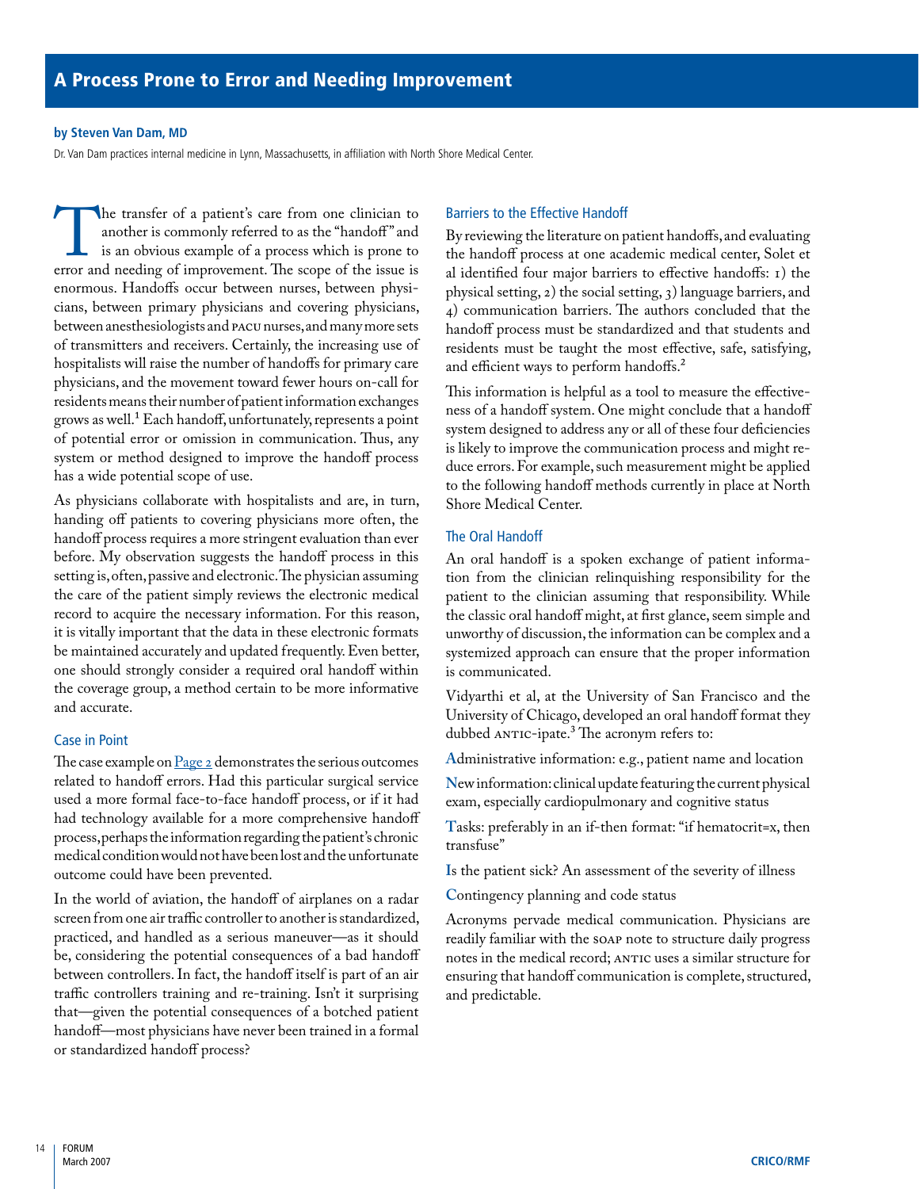# A Process Prone to Error and Needing Improvement

**by Steven Van Dam, MD**

Dr. Van Dam practices internal medicine in Lynn, Massachusetts, in affiliation with North Shore Medical Center.

The transfer of a patient's care from one clinician to another is commonly referred to as the "handoff" and is an obvious example of a process which is prone to error and needing of improvement. The scope of the issue is enormous. Handoffs occur between nurses, between physicians, between primary physicians and covering physicians, between anesthesiologists and PACU nurses, and many more sets of transmitters and receivers. Certainly, the increasing use of hospitalists will raise the number of handoffs for primary care physicians, and the movement toward fewer hours on-call for residents means their number of patient information exchanges grows as well.[1] Each handoff, unfortunately, represents a point of potential error or omission in communication. Thus, any system or method designed to improve the handoff process has a wide potential scope of use.

As physicians collaborate with hospitalists and are, in turn, handing off patients to covering physicians more often, the handoff process requires a more stringent evaluation than ever before. My observation suggests the handoff process in this setting is, often, passive and electronic. The physician assuming the care of the patient simply reviews the electronic medical record to acquire the necessary information. For this reason, it is vitally important that the data in these electronic formats be maintained accurately and updated frequently. Even better, one should strongly consider a required oral handoff within the coverage group, a method certain to be more informative and accurate.

## Case in Point

The case example on Page 2 demonstrates the serious outcomes related to handoff errors. Had this particular surgical service used a more formal face-to-face handoff process, or if it had had technology available for a more comprehensive handoff process, perhaps the information regarding the patient's chronic medical condition would not have been lost and the unfortunate outcome could have been prevented.

In the world of aviation, the handoff of airplanes on a radar screen from one air traffic controller to another is standardized, practiced, and handled as a serious maneuver—as it should be, considering the potential consequences of a bad handoff between controllers. In fact, the handoff itself is part of an air traffic controllers training and re-training. Isn't it surprising that—given the potential consequences of a botched patient handoff—most physicians have never been trained in a formal or standardized handoff process?

## Barriers to the Effective Handoff

By reviewing the literature on patient handoffs, and evaluating the handoff process at one academic medical center, Solet et al identified four major barriers to effective handoffs: 1) the physical setting, 2) the social setting, 3) language barriers, and 4) communication barriers. The authors concluded that the handoff process must be standardized and that students and residents must be taught the most effective, safe, satisfying, and efficient ways to perform handoffs.[2]

This information is helpful as a tool to measure the effectiveness of a handoff system. One might conclude that a handoff system designed to address any or all of these four deficiencies is likely to improve the communication process and might reduce errors. For example, such measurement might be applied to the following handoff methods currently in place at North Shore Medical Center.

## The Oral Handoff

An oral handoff is a spoken exchange of patient information from the clinician relinquishing responsibility for the patient to the clinician assuming that responsibility. While the classic oral handoff might, at first glance, seem simple and unworthy of discussion, the information can be complex and a systemized approach can ensure that the proper information is communicated.

Vidyarthi et al, at the University of San Francisco and the University of Chicago, developed an oral handoff format they dubbed ANTIC-ipate.[3] The acronym refers to:

**A**dministrative information: e.g., patient name and location

**N**ew information: clinical update featuring the current physical exam, especially cardiopulmonary and cognitive status

**T**asks: preferably in an if-then format: "if hematocrit=x, then transfuse"

**I**s the patient sick? An assessment of the severity of illness

**C**ontingency planning and code status

Acronyms pervade medical communication. Physicians are readily familiar with the SOAP note to structure daily progress notes in the medical record; ANTIC uses a similar structure for ensuring that handoff communication is complete, structured, and predictable.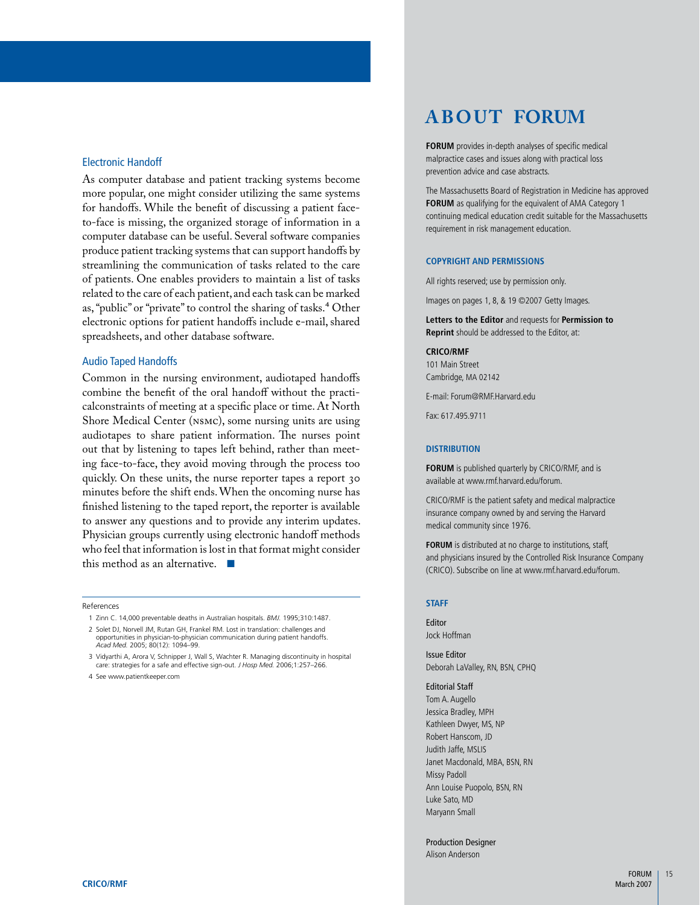### Electronic Handoff

As computer database and patient tracking systems become more popular, one might consider utilizing the same systems for handoffs. While the benefit of discussing a patient face-to-face is missing, the organized storage of information in a computer database can be useful. Several software companies produce patient tracking systems that can support handoffs by streamlining the communication of tasks related to the care of patients. One enables providers to maintain a list of tasks related to the care of each patient, and each task can be marked as, "public" or "private" to control the sharing of tasks.[4] Other electronic options for patient handoffs include e-mail, shared spreadsheets, and other database software.

### Audio Taped Handoffs

Common in the nursing environment, audiotaped handoffs combine the benefit of the oral handoff without the practicalconstraints of meeting at a specific place or time. At North Shore Medical Center (NSMC), some nursing units are using audiotapes to share patient information. The nurses point out that by listening to tapes left behind, rather than meeting face-to-face, they avoid moving through the process too quickly. On these units, the nurse reporter tapes a report 30 minutes before the shift ends. When the oncoming nurse has finished listening to the taped report, the reporter is available to answer any questions and to provide any interim updates. Physician groups currently using electronic handoff methods who feel that information is lost in that format might consider this method as an alternative. ■

References

1. Zinn C. 14,000 preventable deaths in Australian hospitals. *BMJ.* 1995;310:1487.
2. Solet DJ, Norvell JM, Rutan GH, Frankel RM. Lost in translation: challenges and opportunities in physician-to-physician communication during patient handoffs. *Acad Med.* 2005; 80(12): 1094–99.
3. Vidyarthi A, Arora V, Schnipper J, Wall S, Wachter R. Managing discontinuity in hospital care: strategies for a safe and effective sign-out. *J Hosp Med.* 2006;1:257–266.
4. See www.patientkeeper.com

# ABOUT FORUM

**FORUM** provides in-depth analyses of specific medical malpractice cases and issues along with practical loss prevention advice and case abstracts.

The Massachusetts Board of Registration in Medicine has approved **FORUM** as qualifying for the equivalent of AMA Category 1 continuing medical education credit suitable for the Massachusetts requirement in risk management education.

#### COPYRIGHT AND PERMISSIONS

All rights reserved; use by permission only.

Images on pages 1, 8, & 19 ©2007 Getty Images.

**Letters to the Editor** and requests for **Permission to Reprint** should be addressed to the Editor, at:

**CRICO/RMF**
101 Main Street
Cambridge, MA 02142

E-mail: Forum@RMF.Harvard.edu

Fax: 617.495.9711

#### DISTRIBUTION

**FORUM** is published quarterly by CRICO/RMF, and is available at www.rmf.harvard.edu/forum.

CRICO/RMF is the patient safety and medical malpractice insurance company owned by and serving the Harvard medical community since 1976.

**FORUM** is distributed at no charge to institutions, staff, and physicians insured by the Controlled Risk Insurance Company (CRICO). Subscribe on line at www.rmf.harvard.edu/forum.

#### STAFF

Editor
Jock Hoffman

Issue Editor
Deborah LaValley, RN, BSN, CPHQ

Editorial Staff
Tom A. Augello
Jessica Bradley, MPH
Kathleen Dwyer, MS, NP
Robert Hanscom, JD
Judith Jaffe, MSLIS
Janet Macdonald, MBA, BSN, RN
Missy Padoll
Ann Louise Puopolo, BSN, RN
Luke Sato, MD
Maryann Small

Production Designer
Alison Anderson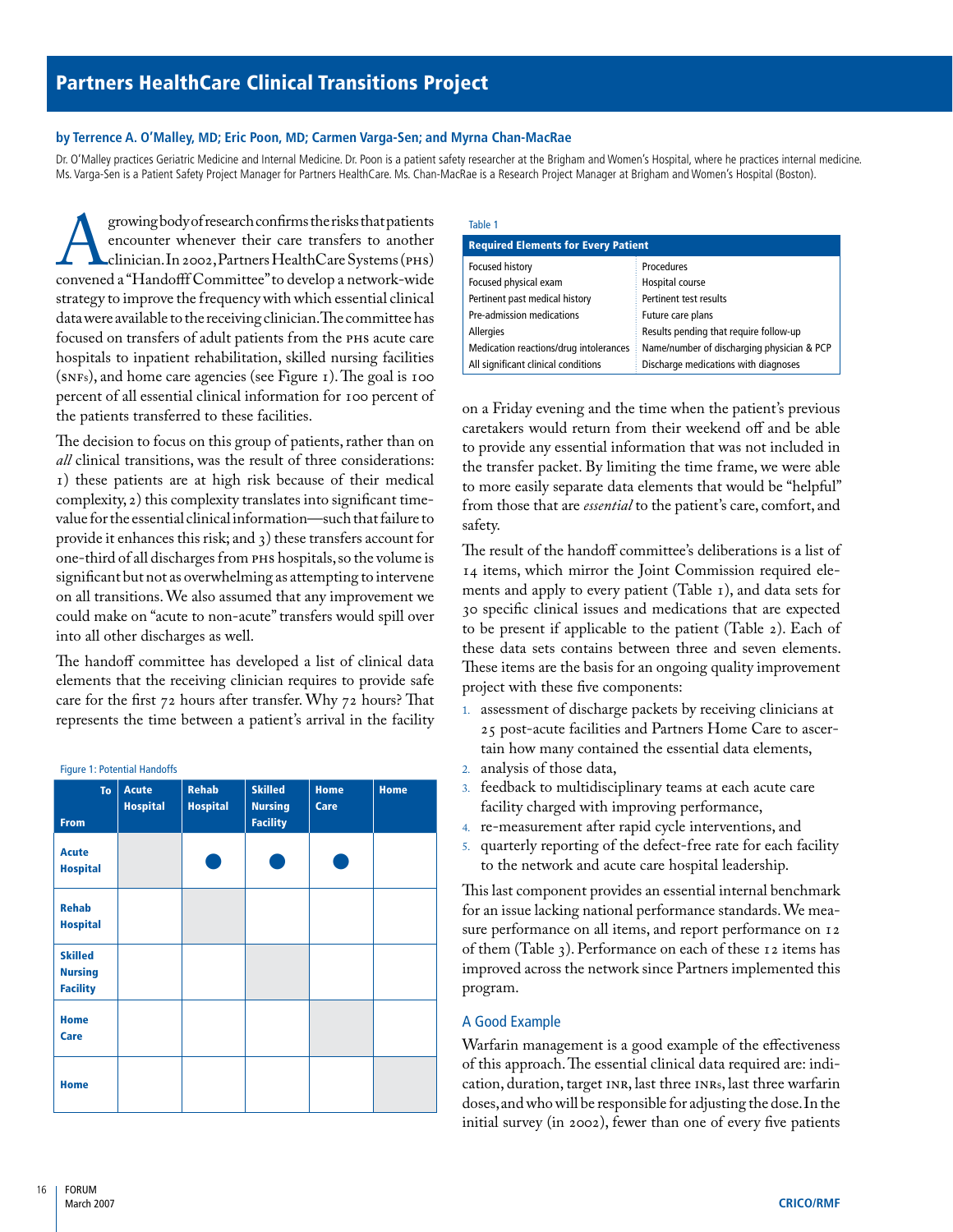# Partners HealthCare Clinical Transitions Project

**by Terrence A. O'Malley, MD; Eric Poon, MD; Carmen Varga-Sen; and Myrna Chan-MacRae**

Dr. O'Malley practices Geriatric Medicine and Internal Medicine. Dr. Poon is a patient safety researcher at the Brigham and Women's Hospital, where he practices internal medicine. Ms. Varga-Sen is a Patient Safety Project Manager for Partners HealthCare. Ms. Chan-MacRae is a Research Project Manager at Brigham and Women's Hospital (Boston).

A growing body of research confirms the risks that patients encounter whenever their care transfers to another clinician. In 2002, Partners HealthCare Systems (PHS) convened a "Handofff Committee" to develop a network-wide strategy to improve the frequency with which essential clinical data were available to the receiving clinician. The committee has focused on transfers of adult patients from the PHS acute care hospitals to inpatient rehabilitation, skilled nursing facilities (SNFs), and home care agencies (see Figure 1). The goal is 100 percent of all essential clinical information for 100 percent of the patients transferred to these facilities.

The decision to focus on this group of patients, rather than on *all* clinical transitions, was the result of three considerations: 1) these patients are at high risk because of their medical complexity, 2) this complexity translates into significant time-value for the essential clinical information—such that failure to provide it enhances this risk; and 3) these transfers account for one-third of all discharges from PHS hospitals, so the volume is significant but not as overwhelming as attempting to intervene on all transitions. We also assumed that any improvement we could make on "acute to non-acute" transfers would spill over into all other discharges as well.

The handoff committee has developed a list of clinical data elements that the receiving clinician requires to provide safe care for the first 72 hours after transfer. Why 72 hours? That represents the time between a patient's arrival in the facility on a Friday evening and the time when the patient's previous caretakers would return from their weekend off and be able to provide any essential information that was not included in the transfer packet. By limiting the time frame, we were able to more easily separate data elements that would be "helpful" from those that are *essential* to the patient's care, comfort, and safety.

Figure 1: Potential Handoffs

| From \ To | Acute Hospital | Rehab Hospital | Skilled Nursing Facility | Home Care | Home |
|---|---|---|---|---|---|
| Acute Hospital | | ● | ● | ● | |
| Rehab Hospital | | | | | |
| Skilled Nursing Facility | | | | | |
| Home Care | | | | | |
| Home | | | | | |

Table 1

| Required Elements for Every Patient | |
|---|---|
| Focused history | Procedures |
| Focused physical exam | Hospital course |
| Pertinent past medical history | Pertinent test results |
| Pre-admission medications | Future care plans |
| Allergies | Results pending that require follow-up |
| Medication reactions/drug intolerances | Name/number of discharging physician & PCP |
| All significant clinical conditions | Discharge medications with diagnoses |

The result of the handoff committee's deliberations is a list of 14 items, which mirror the Joint Commission required elements and apply to every patient (Table 1), and data sets for 30 specific clinical issues and medications that are expected to be present if applicable to the patient (Table 2). Each of these data sets contains between three and seven elements. These items are the basis for an ongoing quality improvement project with these five components:

1. assessment of discharge packets by receiving clinicians at 25 post-acute facilities and Partners Home Care to ascertain how many contained the essential data elements,
2. analysis of those data,
3. feedback to multidisciplinary teams at each acute care facility charged with improving performance,
4. re-measurement after rapid cycle interventions, and
5. quarterly reporting of the defect-free rate for each facility to the network and acute care hospital leadership.

This last component provides an essential internal benchmark for an issue lacking national performance standards. We measure performance on all items, and report performance on 12 of them (Table 3). Performance on each of these 12 items has improved across the network since Partners implemented this program.

## A Good Example

Warfarin management is a good example of the effectiveness of this approach. The essential clinical data required are: indication, duration, target INR, last three INRs, last three warfarin doses, and who will be responsible for adjusting the dose. In the initial survey (in 2002), fewer than one of every five patients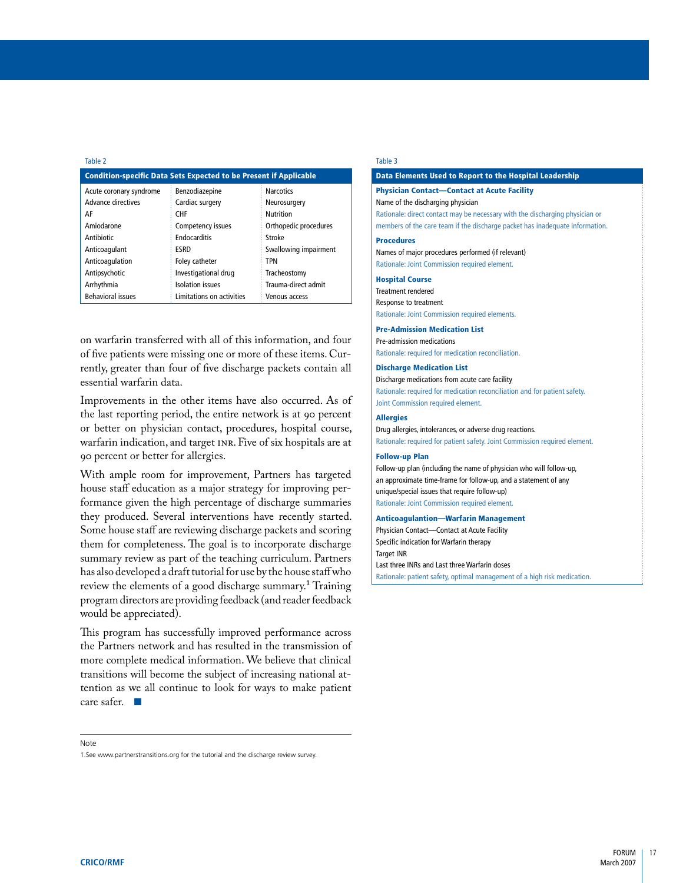Table 2

| Condition-specific Data Sets Expected to be Present if Applicable | | |
|---|---|---|
| Acute coronary syndrome | Benzodiazepine | Narcotics |
| Advance directives | Cardiac surgery | Neurosurgery |
| AF | CHF | Nutrition |
| Amiodarone | Competency issues | Orthopedic procedures |
| Antibiotic | Endocarditis | Stroke |
| Anticoagulant | ESRD | Swallowing impairment |
| Anticoagulation | Foley catheter | TPN |
| Antipsychotic | Investigational drug | Tracheostomy |
| Arrhythmia | Isolation issues | Trauma-direct admit |
| Behavioral issues | Limitations on activities | Venous access |

on warfarin transferred with all of this information, and four of five patients were missing one or more of these items. Currently, greater than four of five discharge packets contain all essential warfarin data.

Improvements in the other items have also occurred. As of the last reporting period, the entire network is at 90 percent or better on physician contact, procedures, hospital course, warfarin indication, and target INR. Five of six hospitals are at 90 percent or better for allergies.

With ample room for improvement, Partners has targeted house staff education as a major strategy for improving performance given the high percentage of discharge summaries they produced. Several interventions have recently started. Some house staff are reviewing discharge packets and scoring them for completeness. The goal is to incorporate discharge summary review as part of the teaching curriculum. Partners has also developed a draft tutorial for use by the house staff who review the elements of a good discharge summary.[1] Training program directors are providing feedback (and reader feedback would be appreciated).

This program has successfully improved performance across the Partners network and has resulted in the transmission of more complete medical information. We believe that clinical transitions will become the subject of increasing national attention as we all continue to look for ways to make patient care safer. ■

Note

1. See www.partnerstransitions.org for the tutorial and the discharge review survey.

Table 3

**Data Elements Used to Report to the Hospital Leadership**

**Physician Contact—Contact at Acute Facility**
Name of the discharging physician
Rationale: direct contact may be necessary with the discharging physician or members of the care team if the discharge packet has inadequate information.

**Procedures**
Names of major procedures performed (if relevant)
Rationale: Joint Commission required element.

**Hospital Course**
Treatment rendered
Response to treatment
Rationale: Joint Commission required elements.

**Pre-Admission Medication List**
Pre-admission medications
Rationale: required for medication reconciliation.

**Discharge Medication List**
Discharge medications from acute care facility
Rationale: required for medication reconciliation and for patient safety. Joint Commission required element.

**Allergies**
Drug allergies, intolerances, or adverse drug reactions.
Rationale: required for patient safety. Joint Commission required element.

**Follow-up Plan**
Follow-up plan (including the name of physician who will follow-up, an approximate time-frame for follow-up, and a statement of any unique/special issues that require follow-up)
Rationale: Joint Commission required element.

**Anticoagulantion—Warfarin Management**
Physician Contact—Contact at Acute Facility
Specific indication for Warfarin therapy
Target INR
Last three INRs and Last three Warfarin doses
Rationale: patient safety, optimal management of a high risk medication.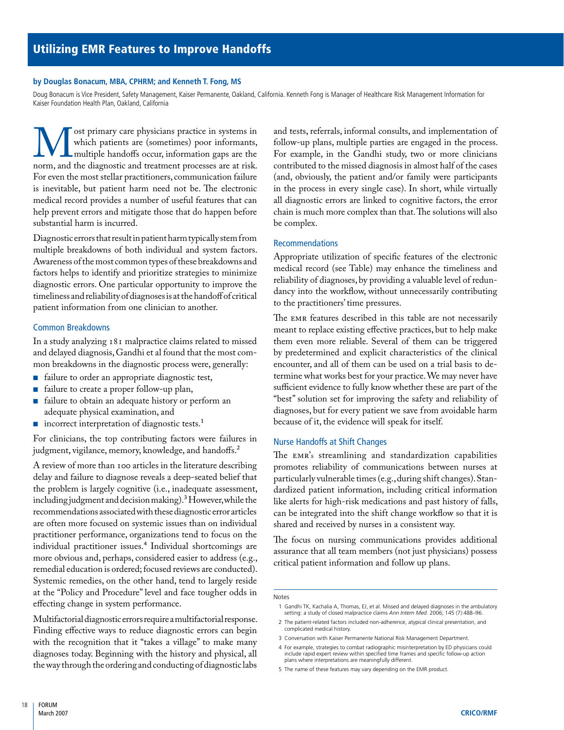# Utilizing EMR Features to Improve Handoffs

**by Douglas Bonacum, MBA, CPHRM; and Kenneth T. Fong, MS**

Doug Bonacum is Vice President, Safety Management, Kaiser Permanente, Oakland, California. Kenneth Fong is Manager of Healthcare Risk Management Information for Kaiser Foundation Health Plan, Oakland, California

Most primary care physicians practice in systems in which patients are (sometimes) poor informants, multiple handoffs occur, information gaps are the norm, and the diagnostic and treatment processes are at risk. For even the most stellar practitioners, communication failure is inevitable, but patient harm need not be. The electronic medical record provides a number of useful features that can help prevent errors and mitigate those that do happen before substantial harm is incurred.

Diagnostic errors that result in patient harm typically stem from multiple breakdowns of both individual and system factors. Awareness of the most common types of these breakdowns and factors helps to identify and prioritize strategies to minimize diagnostic errors. One particular opportunity to improve the timeliness and reliability of diagnoses is at the handoff of critical patient information from one clinician to another.

## Common Breakdowns

In a study analyzing 181 malpractice claims related to missed and delayed diagnosis, Gandhi et al found that the most common breakdowns in the diagnostic process were, generally:

- failure to order an appropriate diagnostic test,
- failure to create a proper follow-up plan,
- failure to obtain an adequate history or perform an adequate physical examination, and
- incorrect interpretation of diagnostic tests.[1]

For clinicians, the top contributing factors were failures in judgment, vigilance, memory, knowledge, and handoffs.[2]

A review of more than 100 articles in the literature describing delay and failure to diagnose reveals a deep-seated belief that the problem is largely cognitive (i.e., inadequate assessment, including judgment and decision making).[3] However, while the recommendations associated with these diagnostic error articles are often more focused on systemic issues than on individual practitioner performance, organizations tend to focus on the individual practitioner issues.[4] Individual shortcomings are more obvious and, perhaps, considered easier to address (e.g., remedial education is ordered; focused reviews are conducted). Systemic remedies, on the other hand, tend to largely reside at the "Policy and Procedure" level and face tougher odds in effecting change in system performance.

Multifactorial diagnostic errors require a multifactorial response. Finding effective ways to reduce diagnostic errors can begin with the recognition that it "takes a village" to make many diagnoses today. Beginning with the history and physical, all the way through the ordering and conducting of diagnostic labs and tests, referrals, informal consults, and implementation of follow-up plans, multiple parties are engaged in the process. For example, in the Gandhi study, two or more clinicians contributed to the missed diagnosis in almost half of the cases (and, obviously, the patient and/or family were participants in the process in every single case). In short, while virtually all diagnostic errors are linked to cognitive factors, the error chain is much more complex than that. The solutions will also be complex.

## Recommendations

Appropriate utilization of specific features of the electronic medical record (see Table) may enhance the timeliness and reliability of diagnoses, by providing a valuable level of redundancy into the workflow, without unnecessarily contributing to the practitioners' time pressures.

The EMR features described in this table are not necessarily meant to replace existing effective practices, but to help make them even more reliable. Several of them can be triggered by predetermined and explicit characteristics of the clinical encounter, and all of them can be used on a trial basis to determine what works best for your practice. We may never have sufficient evidence to fully know whether these are part of the "best" solution set for improving the safety and reliability of diagnoses, but for every patient we save from avoidable harm because of it, the evidence will speak for itself.

## Nurse Handoffs at Shift Changes

The EMR's streamlining and standardization capabilities promotes reliability of communications between nurses at particularly vulnerable times (e.g., during shift changes). Standardized patient information, including critical information like alerts for high-risk medications and past history of falls, can be integrated into the shift change workflow so that it is shared and received by nurses in a consistent way.

The focus on nursing communications provides additional assurance that all team members (not just physicians) possess critical patient information and follow up plans.

---

Notes

1. Gandhi TK, Kachalia A, Thomas, EJ, et al. Missed and delayed diagnoses in the ambulatory setting: a study of closed malpractice claims *Ann Intern Med*. 2006; 145 (7):488–96.
2. The patient-related factors included non-adherence, atypical clinical presentation, and complicated medical history.
3. Conversation with Kaiser Permanente National Risk Management Department.
4. For example, strategies to combat radiographic misinterpretation by ED physicians could include rapid expert review within specified time frames and specific follow-up action plans where interpretations are meaningfully different.
5. The name of these features may vary depending on the EMR product.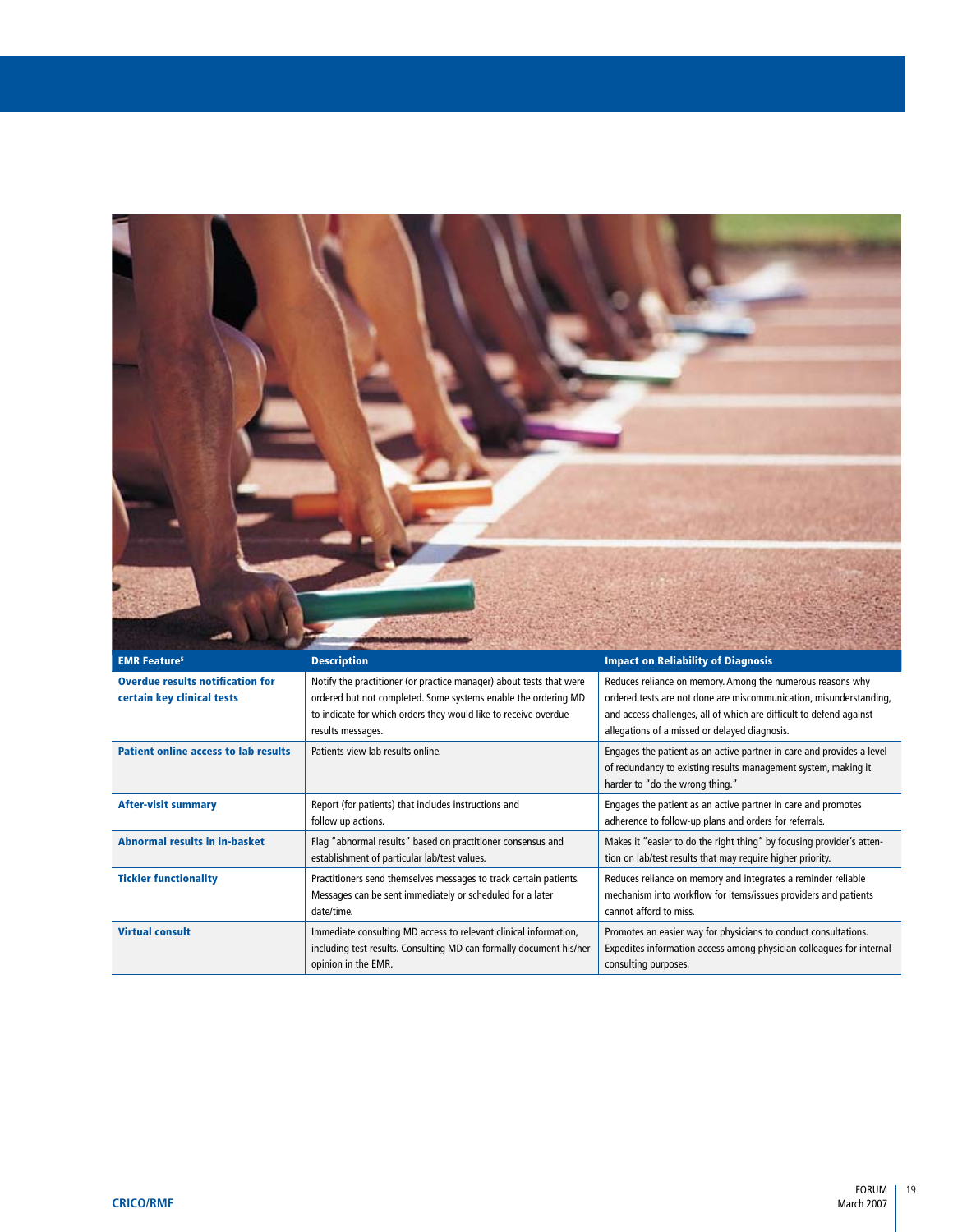| EMR Feature[5] | Description | Impact on Reliability of Diagnosis |
|---|---|---|
| **Overdue results notification for certain key clinical tests** | Notify the practitioner (or practice manager) about tests that were ordered but not completed. Some systems enable the ordering MD to indicate for which orders they would like to receive overdue results messages. | Reduces reliance on memory. Among the numerous reasons why ordered tests are not done are miscommunication, misunderstanding, and access challenges, all of which are difficult to defend against allegations of a missed or delayed diagnosis. |
| **Patient online access to lab results** | Patients view lab results online. | Engages the patient as an active partner in care and provides a level of redundancy to existing results management system, making it harder to "do the wrong thing." |
| **After-visit summary** | Report (for patients) that includes instructions and follow up actions. | Engages the patient as an active partner in care and promotes adherence to follow-up plans and orders for referrals. |
| **Abnormal results in in-basket** | Flag "abnormal results" based on practitioner consensus and establishment of particular lab/test values. | Makes it "easier to do the right thing" by focusing provider's attention on lab/test results that may require higher priority. |
| **Tickler functionality** | Practitioners send themselves messages to track certain patients. Messages can be sent immediately or scheduled for a later date/time. | Reduces reliance on memory and integrates a reminder reliable mechanism into workflow for items/issues providers and patients cannot afford to miss. |
| **Virtual consult** | Immediate consulting MD access to relevant clinical information, including test results. Consulting MD can formally document his/her opinion in the EMR. | Promotes an easier way for physicians to conduct consultations. Expedites information access among physician colleagues for internal consulting purposes. |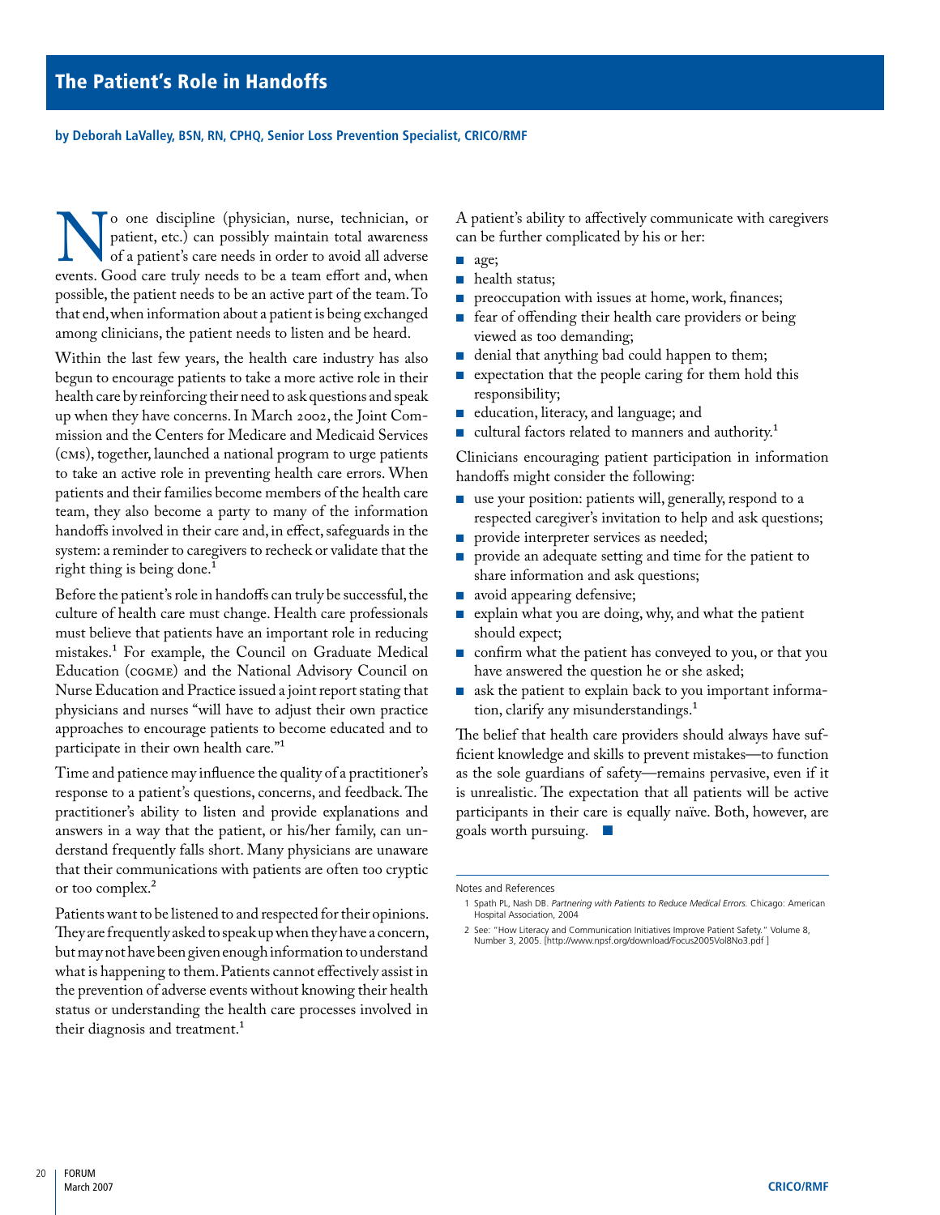# The Patient's Role in Handoffs

**by Deborah LaValley, BSN, RN, CPHQ, Senior Loss Prevention Specialist, CRICO/RMF**

No one discipline (physician, nurse, technician, or patient, etc.) can possibly maintain total awareness of a patient's care needs in order to avoid all adverse events. Good care truly needs to be a team effort and, when possible, the patient needs to be an active part of the team. To that end, when information about a patient is being exchanged among clinicians, the patient needs to listen and be heard.

Within the last few years, the health care industry has also begun to encourage patients to take a more active role in their health care by reinforcing their need to ask questions and speak up when they have concerns. In March 2002, the Joint Commission and the Centers for Medicare and Medicaid Services (CMS), together, launched a national program to urge patients to take an active role in preventing health care errors. When patients and their families become members of the health care team, they also become a party to many of the information handoffs involved in their care and, in effect, safeguards in the system: a reminder to caregivers to recheck or validate that the right thing is being done.[1]

Before the patient's role in handoffs can truly be successful, the culture of health care must change. Health care professionals must believe that patients have an important role in reducing mistakes.[1] For example, the Council on Graduate Medical Education (COGME) and the National Advisory Council on Nurse Education and Practice issued a joint report stating that physicians and nurses "will have to adjust their own practice approaches to encourage patients to become educated and to participate in their own health care."[1]

Time and patience may influence the quality of a practitioner's response to a patient's questions, concerns, and feedback. The practitioner's ability to listen and provide explanations and answers in a way that the patient, or his/her family, can understand frequently falls short. Many physicians are unaware that their communications with patients are often too cryptic or too complex.[2]

Patients want to be listened to and respected for their opinions. They are frequently asked to speak up when they have a concern, but may not have been given enough information to understand what is happening to them. Patients cannot effectively assist in the prevention of adverse events without knowing their health status or understanding the health care processes involved in their diagnosis and treatment.[1]

A patient's ability to affectively communicate with caregivers can be further complicated by his or her:

- age;
- health status;
- preoccupation with issues at home, work, finances;
- fear of offending their health care providers or being viewed as too demanding;
- denial that anything bad could happen to them;
- expectation that the people caring for them hold this responsibility;
- education, literacy, and language; and
- cultural factors related to manners and authority.[1]

Clinicians encouraging patient participation in information handoffs might consider the following:

- use your position: patients will, generally, respond to a respected caregiver's invitation to help and ask questions;
- provide interpreter services as needed;
- provide an adequate setting and time for the patient to share information and ask questions;
- avoid appearing defensive;
- explain what you are doing, why, and what the patient should expect;
- confirm what the patient has conveyed to you, or that you have answered the question he or she asked;
- ask the patient to explain back to you important information, clarify any misunderstandings.[1]

The belief that health care providers should always have sufficient knowledge and skills to prevent mistakes—to function as the sole guardians of safety—remains pervasive, even if it is unrealistic. The expectation that all patients will be active participants in their care is equally naïve. Both, however, are goals worth pursuing. ■

Notes and References

1. Spath PL, Nash DB. *Partnering with Patients to Reduce Medical Errors.* Chicago: American Hospital Association, 2004
2. See: "How Literacy and Communication Initiatives Improve Patient Safety." Volume 8, Number 3, 2005. [http://www.npsf.org/download/Focus2005Vol8No3.pdf ]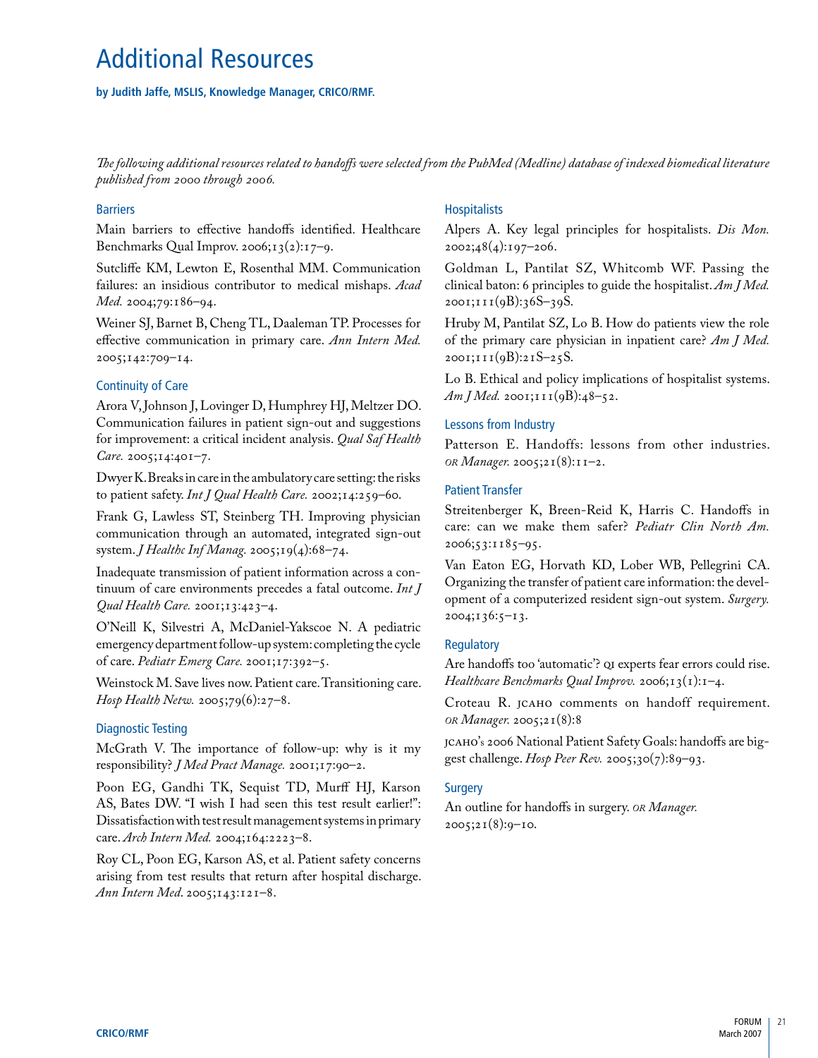# Additional Resources

**by Judith Jaffe, MSLIS, Knowledge Manager, CRICO/RMF.**

*The following additional resources related to handoffs were selected from the PubMed (Medline) database of indexed biomedical literature published from 2000 through 2006.*

## Barriers

Main barriers to effective handoffs identified. Healthcare Benchmarks Qual Improv. 2006;13(2):17–9.

Sutcliffe KM, Lewton E, Rosenthal MM. Communication failures: an insidious contributor to medical mishaps. *Acad Med.* 2004;79:186–94.

Weiner SJ, Barnet B, Cheng TL, Daaleman TP. Processes for effective communication in primary care. *Ann Intern Med.* 2005;142:709–14.

## Continuity of Care

Arora V, Johnson J, Lovinger D, Humphrey HJ, Meltzer DO. Communication failures in patient sign-out and suggestions for improvement: a critical incident analysis. *Qual Saf Health Care.* 2005;14:401–7.

Dwyer K. Breaks in care in the ambulatory care setting: the risks to patient safety. *Int J Qual Health Care.* 2002;14:259–60.

Frank G, Lawless ST, Steinberg TH. Improving physician communication through an automated, integrated sign-out system. *J Healthc Inf Manag.* 2005;19(4):68–74.

Inadequate transmission of patient information across a continuum of care environments precedes a fatal outcome. *Int J Qual Health Care.* 2001;13:423–4.

O'Neill K, Silvestri A, McDaniel-Yakscoe N. A pediatric emergency department follow-up system: completing the cycle of care. *Pediatr Emerg Care.* 2001;17:392–5.

Weinstock M. Save lives now. Patient care. Transitioning care. *Hosp Health Netw.* 2005;79(6):27–8.

## Diagnostic Testing

McGrath V. The importance of follow-up: why is it my responsibility? *J Med Pract Manage.* 2001;17:90–2.

Poon EG, Gandhi TK, Sequist TD, Murff HJ, Karson AS, Bates DW. "I wish I had seen this test result earlier!": Dissatisfaction with test result management systems in primary care. *Arch Intern Med.* 2004;164:2223–8.

Roy CL, Poon EG, Karson AS, et al. Patient safety concerns arising from test results that return after hospital discharge. *Ann Intern Med.* 2005;143:121–8.

## Hospitalists

Alpers A. Key legal principles for hospitalists. *Dis Mon.* 2002;48(4):197–206.

Goldman L, Pantilat SZ, Whitcomb WF. Passing the clinical baton: 6 principles to guide the hospitalist. *Am J Med.* 2001;111(9B):36S–39S.

Hruby M, Pantilat SZ, Lo B. How do patients view the role of the primary care physician in inpatient care? *Am J Med.* 2001;111(9B):21S–25S.

Lo B. Ethical and policy implications of hospitalist systems. *Am J Med.* 2001;111(9B):48–52.

## Lessons from Industry

Patterson E. Handoffs: lessons from other industries. *OR Manager.* 2005;21(8):11–2.

## Patient Transfer

Streitenberger K, Breen-Reid K, Harris C. Handoffs in care: can we make them safer? *Pediatr Clin North Am.* 2006;53:1185–95.

Van Eaton EG, Horvath KD, Lober WB, Pellegrini CA. Organizing the transfer of patient care information: the development of a computerized resident sign-out system. *Surgery.* 2004;136:5–13.

## Regulatory

Are handoffs too 'automatic'? QI experts fear errors could rise. *Healthcare Benchmarks Qual Improv.* 2006;13(1):1–4.

Croteau R. JCAHO comments on handoff requirement. *OR Manager.* 2005;21(8):8

JCAHO's 2006 National Patient Safety Goals: handoffs are biggest challenge. *Hosp Peer Rev.* 2005;30(7):89–93.

## Surgery

An outline for handoffs in surgery. *OR Manager.* 2005;21(8):9–10.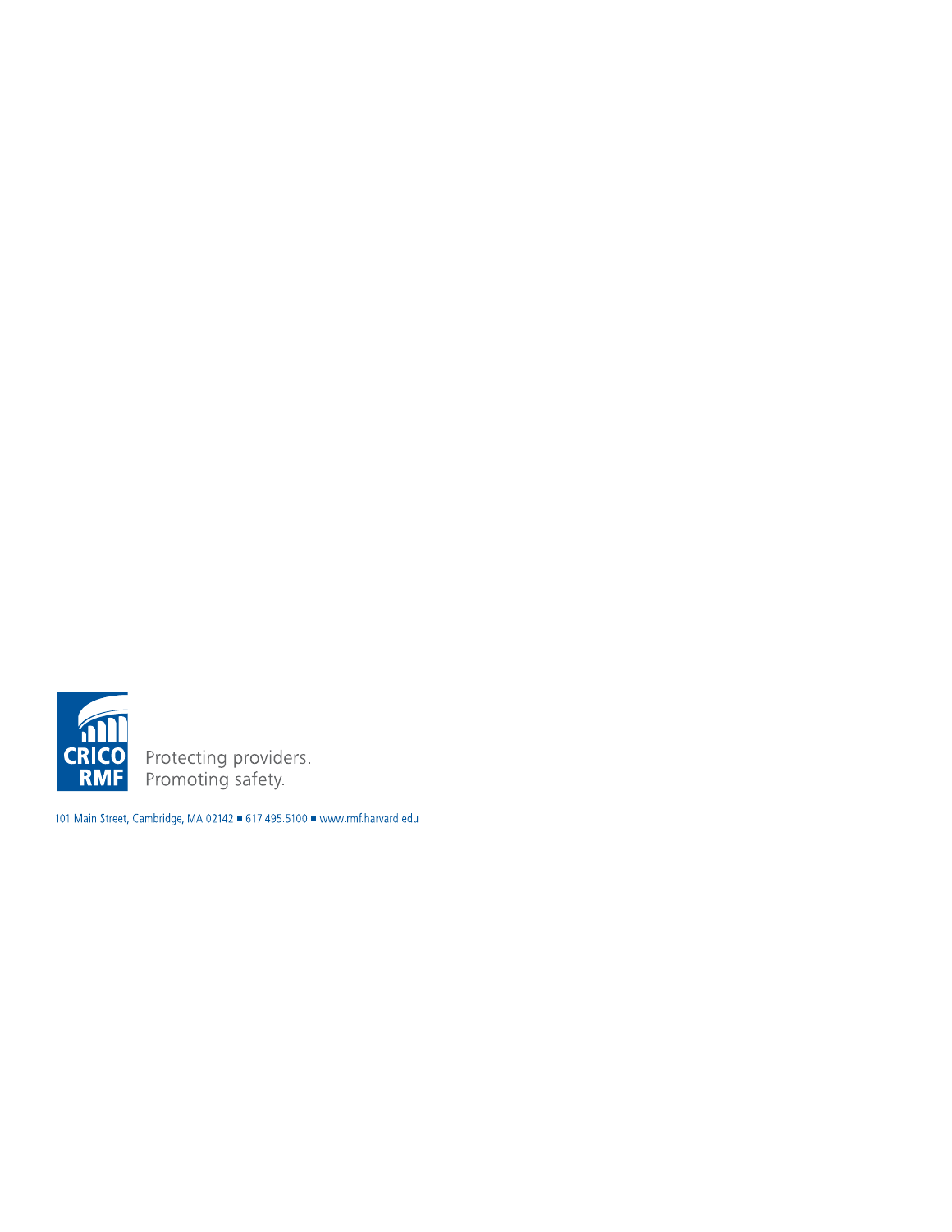CRICO RMF

Protecting providers.
Promoting safety.

101 Main Street, Cambridge, MA 02142 ■ 617.495.5100 ■ www.rmf.harvard.edu